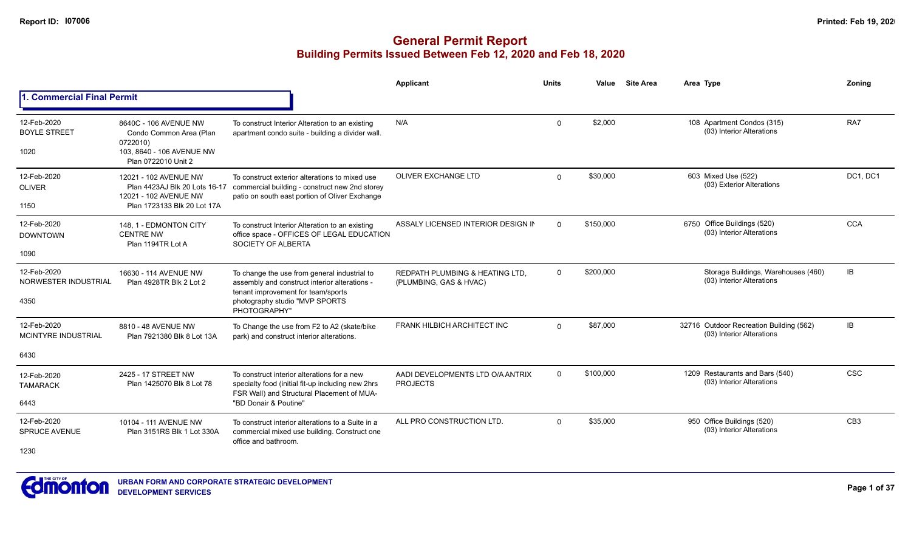## General Permit Report
### Building Permits Issued Between Feb 12, 2020 and Feb 18, 2020

### 1. Commercial Final Permit

| Date / Neighbourhood | Address | Description | Applicant | Units | Value | Site Area | Area | Type | Zoning |
|---|---|---|---|---|---|---|---|---|---|
| 12-Feb-2020 BOYLE STREET 1020 | 8640C - 106 AVENUE NW Condo Common Area (Plan 0722010) 103, 8640 - 106 AVENUE NW Plan 0722010 Unit 2 | To construct Interior Alteration to an existing apartment condo suite - building a divider wall. | N/A | 0 | $2,000 | | 108 | Apartment Condos (315) (03) Interior Alterations | RA7 |
| 12-Feb-2020 OLIVER 1150 | 12021 - 102 AVENUE NW Plan 4423AJ Blk 20 Lots 16-17 12021 - 102 AVENUE NW Plan 1723133 Blk 20 Lot 17A | To construct exterior alterations to mixed use commercial building - construct new 2nd storey patio on south east portion of Oliver Exchange | OLIVER EXCHANGE LTD | 0 | $30,000 | | 603 | Mixed Use (522) (03) Exterior Alterations | DC1, DC1 |
| 12-Feb-2020 DOWNTOWN 1090 | 148, 1 - EDMONTON CITY CENTRE NW Plan 1194TR Lot A | To construct Interior Alteration to an existing office space - OFFICES OF LEGAL EDUCATION SOCIETY OF ALBERTA | ASSALY LICENSED INTERIOR DESIGN IN | 0 | $150,000 | | 6750 | Office Buildings (520) (03) Interior Alterations | CCA |
| 12-Feb-2020 NORWESTER INDUSTRIAL 4350 | 16630 - 114 AVENUE NW Plan 4928TR Blk 2 Lot 2 | To change the use from general industrial to assembly and construct interior alterations - tenant improvement for team/sports photography studio "MVP SPORTS PHOTOGRAPHY" | REDPATH PLUMBING & HEATING LTD, (PLUMBING, GAS & HVAC) | 0 | $200,000 | | | Storage Buildings, Warehouses (460) (03) Interior Alterations | IB |
| 12-Feb-2020 MCINTYRE INDUSTRIAL 6430 | 8810 - 48 AVENUE NW Plan 7921380 Blk 8 Lot 13A | To Change the use from F2 to A2 (skate/bike park) and construct interior alterations. | FRANK HILBICH ARCHITECT INC | 0 | $87,000 | | 32716 | Outdoor Recreation Building (562) (03) Interior Alterations | IB |
| 12-Feb-2020 TAMARACK 6443 | 2425 - 17 STREET NW Plan 1425070 Blk 8 Lot 78 | To construct interior alterations for a new specialty food (initial fit-up including new 2hrs FSR Wall) and Structural Placement of MUA- "BD Donair & Poutine" | AADI DEVELOPMENTS LTD O/A ANTRIX PROJECTS | 0 | $100,000 | | 1209 | Restaurants and Bars (540) (03) Interior Alterations | CSC |
| 12-Feb-2020 SPRUCE AVENUE 1230 | 10104 - 111 AVENUE NW Plan 3151RS Blk 1 Lot 330A | To construct interior alterations to a Suite in a commercial mixed use building. Construct one office and bathroom. | ALL PRO CONSTRUCTION LTD. | 0 | $35,000 | | 950 | Office Buildings (520) (03) Interior Alterations | CB3 |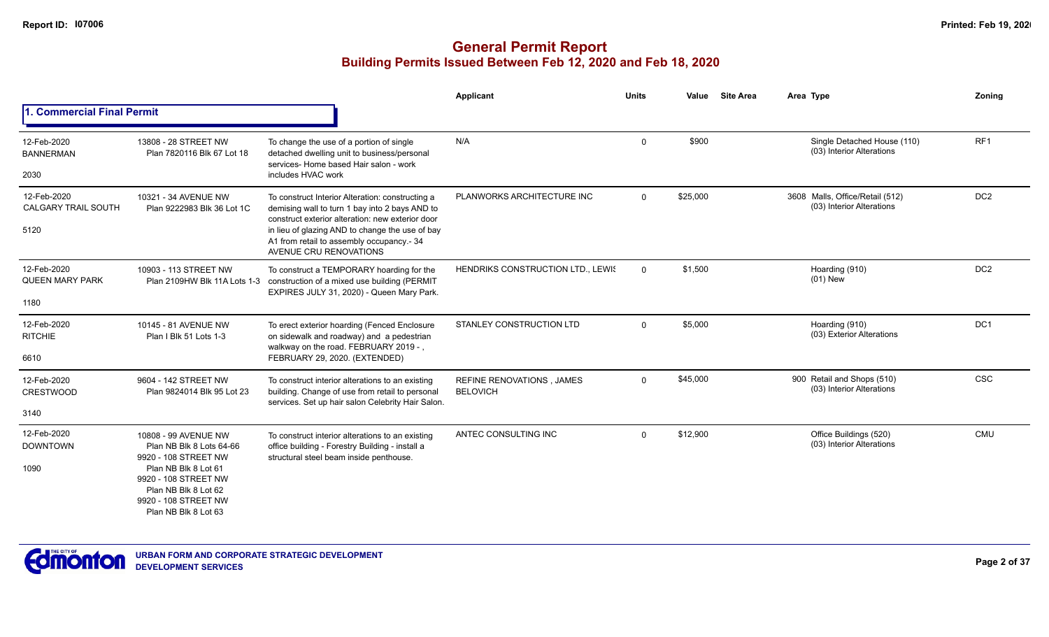# General Permit Report

## Building Permits Issued Between Feb 12, 2020 and Feb 18, 2020

### 1. Commercial Final Permit

| Date / Neighbourhood | Address / Legal | Description | Applicant | Units | Value | Site Area | Area Type | Zoning |
|---|---|---|---|---|---|---|---|---|
| 12-Feb-2020 BANNERMAN 2030 | 13808 - 28 STREET NW Plan 7820116 Blk 67 Lot 18 | To change the use of a portion of single detached dwelling unit to business/personal services- Home based Hair salon - work includes HVAC work | N/A | 0 | $900 | | Single Detached House (110) (03) Interior Alterations | RF1 |
| 12-Feb-2020 CALGARY TRAIL SOUTH 5120 | 10321 - 34 AVENUE NW Plan 9222983 Blk 36 Lot 1C | To construct Interior Alteration: constructing a demising wall to turn 1 bay into 2 bays AND to construct exterior alteration: new exterior door in lieu of glazing AND to change the use of bay A1 from retail to assembly occupancy.- 34 AVENUE CRU RENOVATIONS | PLANWORKS ARCHITECTURE INC | 0 | $25,000 | 3608 | Malls, Office/Retail (512) (03) Interior Alterations | DC2 |
| 12-Feb-2020 QUEEN MARY PARK 1180 | 10903 - 113 STREET NW Plan 2109HW Blk 11A Lots 1-3 | To construct a TEMPORARY hoarding for the construction of a mixed use building (PERMIT EXPIRES JULY 31, 2020) - Queen Mary Park. | HENDRIKS CONSTRUCTION LTD., LEWIS | 0 | $1,500 | | Hoarding (910) (01) New | DC2 |
| 12-Feb-2020 RITCHIE 6610 | 10145 - 81 AVENUE NW Plan I Blk 51 Lots 1-3 | To erect exterior hoarding (Fenced Enclosure on sidewalk and roadway) and a pedestrian walkway on the road. FEBRUARY 2019 - , FEBRUARY 29, 2020. (EXTENDED) | STANLEY CONSTRUCTION LTD | 0 | $5,000 | | Hoarding (910) (03) Exterior Alterations | DC1 |
| 12-Feb-2020 CRESTWOOD 3140 | 9604 - 142 STREET NW Plan 9824014 Blk 95 Lot 23 | To construct interior alterations to an existing building. Change of use from retail to personal services. Set up hair salon Celebrity Hair Salon. | REFINE RENOVATIONS , JAMES BELOVICH | 0 | $45,000 | 900 | Retail and Shops (510) (03) Interior Alterations | CSC |
| 12-Feb-2020 DOWNTOWN 1090 | 10808 - 99 AVENUE NW Plan NB Blk 8 Lots 64-66 9920 - 108 STREET NW Plan NB Blk 8 Lot 61 9920 - 108 STREET NW Plan NB Blk 8 Lot 62 9920 - 108 STREET NW Plan NB Blk 8 Lot 63 | To construct interior alterations to an existing office building - Forestry Building - install a structural steel beam inside penthouse. | ANTEC CONSULTING INC | 0 | $12,900 | | Office Buildings (520) (03) Interior Alterations | CMU |

URBAN FORM AND CORPORATE STRATEGIC DEVELOPMENT
DEVELOPMENT SERVICES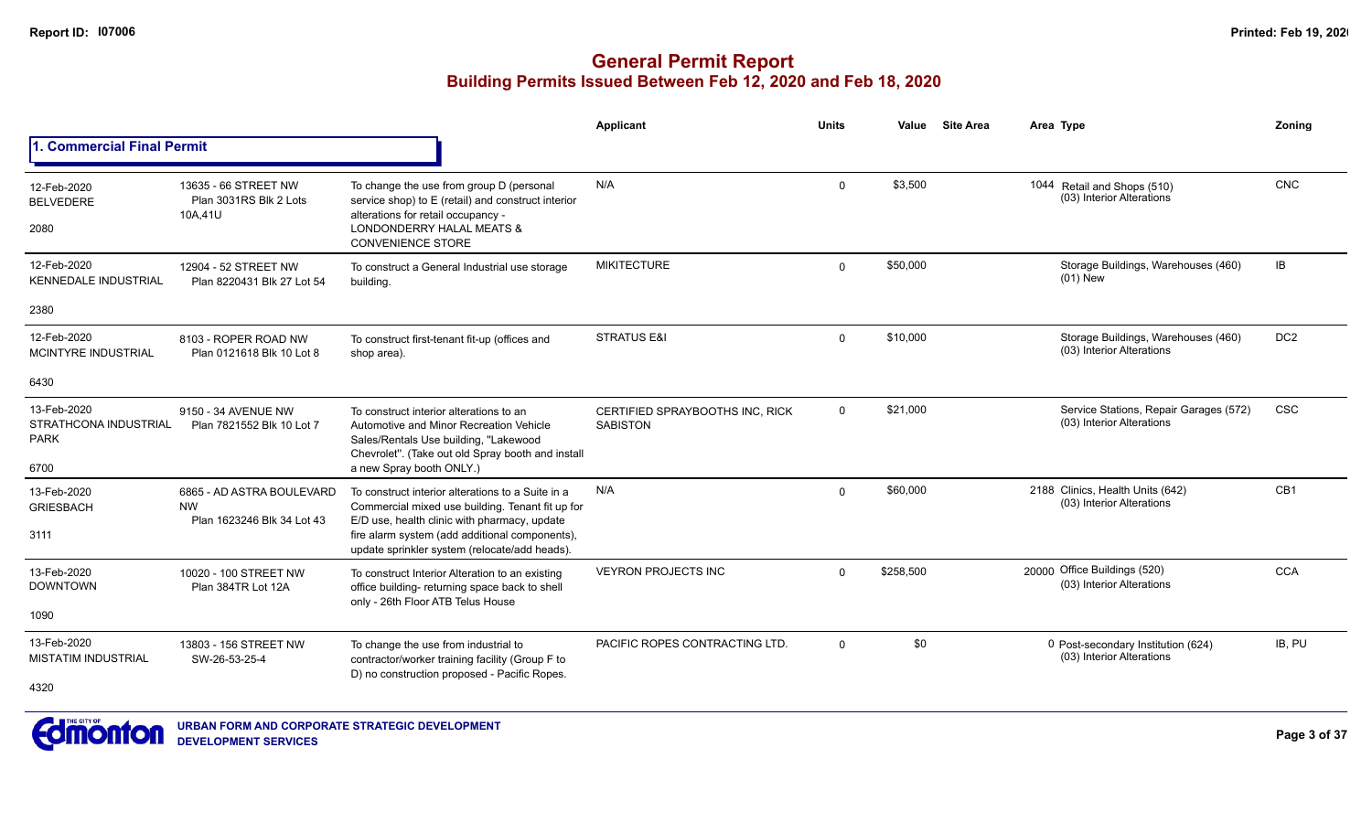# General Permit Report

## Building Permits Issued Between Feb 12, 2020 and Feb 18, 2020

### 1. Commercial Final Permit

| Date / Neighbourhood | Address / Legal | Description | Applicant | Units | Value | Site Area | Area | Type | Zoning |
|---|---|---|---|---|---|---|---|---|---|
| 12-Feb-2020 BELVEDERE 2080 | 13635 - 66 STREET NW Plan 3031RS Blk 2 Lots 10A,41U | To change the use from group D (personal service shop) to E (retail) and construct interior alterations for retail occupancy - LONDONDERRY HALAL MEATS & CONVENIENCE STORE | N/A | 0 | $3,500 | | 1044 | Retail and Shops (510) (03) Interior Alterations | CNC |
| 12-Feb-2020 KENNEDALE INDUSTRIAL 2380 | 12904 - 52 STREET NW Plan 8220431 Blk 27 Lot 54 | To construct a General Industrial use storage building. | MIKITECTURE | 0 | $50,000 | | | Storage Buildings, Warehouses (460) (01) New | IB |
| 12-Feb-2020 MCINTYRE INDUSTRIAL 6430 | 8103 - ROPER ROAD NW Plan 0121618 Blk 10 Lot 8 | To construct first-tenant fit-up (offices and shop area). | STRATUS E&I | 0 | $10,000 | | | Storage Buildings, Warehouses (460) (03) Interior Alterations | DC2 |
| 13-Feb-2020 STRATHCONA INDUSTRIAL PARK 6700 | 9150 - 34 AVENUE NW Plan 7821552 Blk 10 Lot 7 | To construct interior alterations to an Automotive and Minor Recreation Vehicle Sales/Rentals Use building, "Lakewood Chevrolet". (Take out old Spray booth and install a new Spray booth ONLY.) | CERTIFIED SPRAYBOOTHS INC, RICK SABISTON | 0 | $21,000 | | | Service Stations, Repair Garages (572) (03) Interior Alterations | CSC |
| 13-Feb-2020 GRIESBACH 3111 | 6865 - AD ASTRA BOULEVARD NW Plan 1623246 Blk 34 Lot 43 | To construct interior alterations to a Suite in a Commercial mixed use building. Tenant fit up for E/D use, health clinic with pharmacy, update fire alarm system (add additional components), update sprinkler system (relocate/add heads). | N/A | 0 | $60,000 | | 2188 | Clinics, Health Units (642) (03) Interior Alterations | CB1 |
| 13-Feb-2020 DOWNTOWN 1090 | 10020 - 100 STREET NW Plan 384TR Lot 12A | To construct Interior Alteration to an existing office building- returning space back to shell only - 26th Floor ATB Telus House | VEYRON PROJECTS INC | 0 | $258,500 | | 20000 | Office Buildings (520) (03) Interior Alterations | CCA |
| 13-Feb-2020 MISTATIM INDUSTRIAL 4320 | 13803 - 156 STREET NW SW-26-53-25-4 | To change the use from industrial to contractor/worker training facility (Group F to D) no construction proposed - Pacific Ropes. | PACIFIC ROPES CONTRACTING LTD. | 0 | $0 | | 0 | Post-secondary Institution (624) (03) Interior Alterations | IB, PU |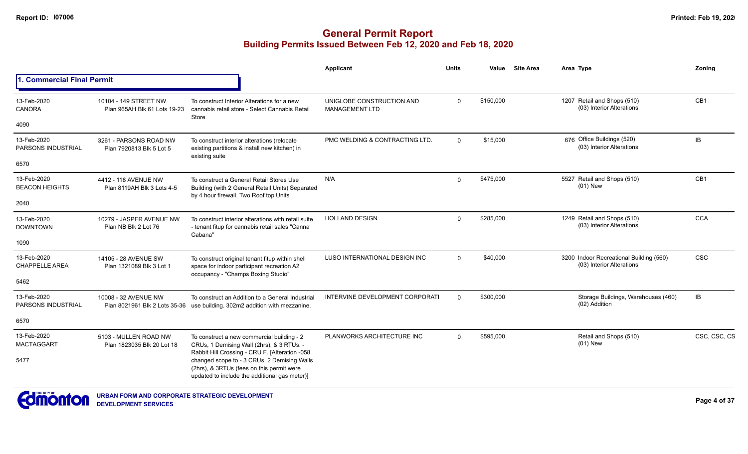# General Permit Report
## Building Permits Issued Between Feb 12, 2020 and Feb 18, 2020

### 1. Commercial Final Permit

| Date / Neighbourhood | Address / Legal | Description | Applicant | Units | Value | Site Area | Area | Type | Zoning |
|---|---|---|---|---|---|---|---|---|---|
| 13-Feb-2020 CANORA 4090 | 10104 - 149 STREET NW Plan 965AH Blk 61 Lots 19-23 | To construct Interior Alterations for a new cannabis retail store - Select Cannabis Retail Store | UNIGLOBE CONSTRUCTION AND MANAGEMENT LTD | 0 | $150,000 | | 1207 | Retail and Shops (510) (03) Interior Alterations | CB1 |
| 13-Feb-2020 PARSONS INDUSTRIAL 6570 | 3261 - PARSONS ROAD NW Plan 7920813 Blk 5 Lot 5 | To construct interior alterations (relocate existing partitions & install new kitchen) in existing suite | PMC WELDING & CONTRACTING LTD. | 0 | $15,000 | | 676 | Office Buildings (520) (03) Interior Alterations | IB |
| 13-Feb-2020 BEACON HEIGHTS 2040 | 4412 - 118 AVENUE NW Plan 8119AH Blk 3 Lots 4-5 | To construct a General Retail Stores Use Building (with 2 General Retail Units) Separated by 4 hour firewall. Two Roof top Units | N/A | 0 | $475,000 | | 5527 | Retail and Shops (510) (01) New | CB1 |
| 13-Feb-2020 DOWNTOWN 1090 | 10279 - JASPER AVENUE NW Plan NB Blk 2 Lot 76 | To construct interior alterations with retail suite - tenant fitup for cannabis retail sales "Canna Cabana" | HOLLAND DESIGN | 0 | $285,000 | | 1249 | Retail and Shops (510) (03) Interior Alterations | CCA |
| 13-Feb-2020 CHAPPELLE AREA 5462 | 14105 - 28 AVENUE SW Plan 1321089 Blk 3 Lot 1 | To construct original tenant fitup within shell space for indoor participant recreation A2 occupancy - "Champs Boxing Studio" | LUSO INTERNATIONAL DESIGN INC | 0 | $40,000 | | 3200 | Indoor Recreational Building (560) (03) Interior Alterations | CSC |
| 13-Feb-2020 PARSONS INDUSTRIAL 6570 | 10008 - 32 AVENUE NW Plan 8021961 Blk 2 Lots 35-36 | To construct an Addition to a General Industrial use building. 302m2 addition with mezzanine. | INTERVINE DEVELOPMENT CORPORATI | 0 | $300,000 | | | Storage Buildings, Warehouses (460) (02) Addition | IB |
| 13-Feb-2020 MACTAGGART 5477 | 5103 - MULLEN ROAD NW Plan 1823035 Blk 20 Lot 18 | To construct a new commercial building - 2 CRUs, 1 Demising Wall (2hrs), & 3 RTUs. - Rabbit Hill Crossing - CRU F. [Alteration -058 changed scope to - 3 CRUs, 2 Demising Walls (2hrs), & 3RTUs (fees on this permit were updated to include the additional gas meter)] | PLANWORKS ARCHITECTURE INC | 0 | $595,000 | | | Retail and Shops (510) (01) New | CSC, CSC, CS |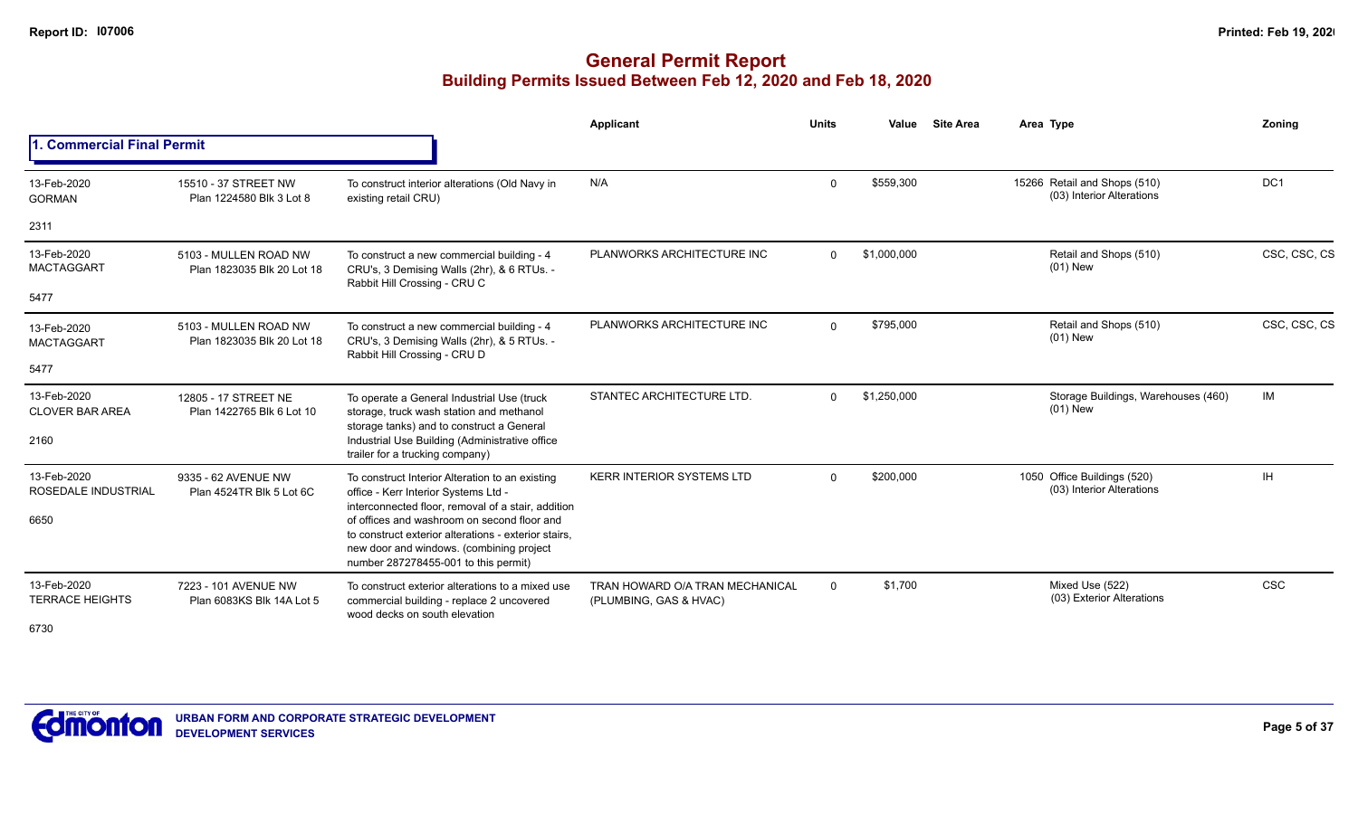# General Permit Report
## Building Permits Issued Between Feb 12, 2020 and Feb 18, 2020

### 1. Commercial Final Permit

| Date / Neighbourhood | Address / Legal | Description | Applicant | Units | Value | Site Area | Area | Type | Zoning |
|---|---|---|---|---|---|---|---|---|---|
| 13-Feb-2020 GORMAN 2311 | 15510 - 37 STREET NW Plan 1224580 Blk 3 Lot 8 | To construct interior alterations (Old Navy in existing retail CRU) | N/A | 0 | $559,300 | | 15266 | Retail and Shops (510) (03) Interior Alterations | DC1 |
| 13-Feb-2020 MACTAGGART 5477 | 5103 - MULLEN ROAD NW Plan 1823035 Blk 20 Lot 18 | To construct a new commercial building - 4 CRU's, 3 Demising Walls (2hr), & 6 RTUs. - Rabbit Hill Crossing - CRU C | PLANWORKS ARCHITECTURE INC | 0 | $1,000,000 | | | Retail and Shops (510) (01) New | CSC, CSC, CS |
| 13-Feb-2020 MACTAGGART 5477 | 5103 - MULLEN ROAD NW Plan 1823035 Blk 20 Lot 18 | To construct a new commercial building - 4 CRU's, 3 Demising Walls (2hr), & 5 RTUs. - Rabbit Hill Crossing - CRU D | PLANWORKS ARCHITECTURE INC | 0 | $795,000 | | | Retail and Shops (510) (01) New | CSC, CSC, CS |
| 13-Feb-2020 CLOVER BAR AREA 2160 | 12805 - 17 STREET NE Plan 1422765 Blk 6 Lot 10 | To operate a General Industrial Use (truck storage, truck wash station and methanol storage tanks) and to construct a General Industrial Use Building (Administrative office trailer for a trucking company) | STANTEC ARCHITECTURE LTD. | 0 | $1,250,000 | | | Storage Buildings, Warehouses (460) (01) New | IM |
| 13-Feb-2020 ROSEDALE INDUSTRIAL 6650 | 9335 - 62 AVENUE NW Plan 4524TR Blk 5 Lot 6C | To construct Interior Alteration to an existing office - Kerr Interior Systems Ltd - interconnected floor, removal of a stair, addition of offices and washroom on second floor and to construct exterior alterations - exterior stairs, new door and windows. (combining project number 287278455-001 to this permit) | KERR INTERIOR SYSTEMS LTD | 0 | $200,000 | | 1050 | Office Buildings (520) (03) Interior Alterations | IH |
| 13-Feb-2020 TERRACE HEIGHTS 6730 | 7223 - 101 AVENUE NW Plan 6083KS Blk 14A Lot 5 | To construct exterior alterations to a mixed use commercial building - replace 2 uncovered wood decks on south elevation | TRAN HOWARD O/A TRAN MECHANICAL (PLUMBING, GAS & HVAC) | 0 | $1,700 | | | Mixed Use (522) (03) Exterior Alterations | CSC |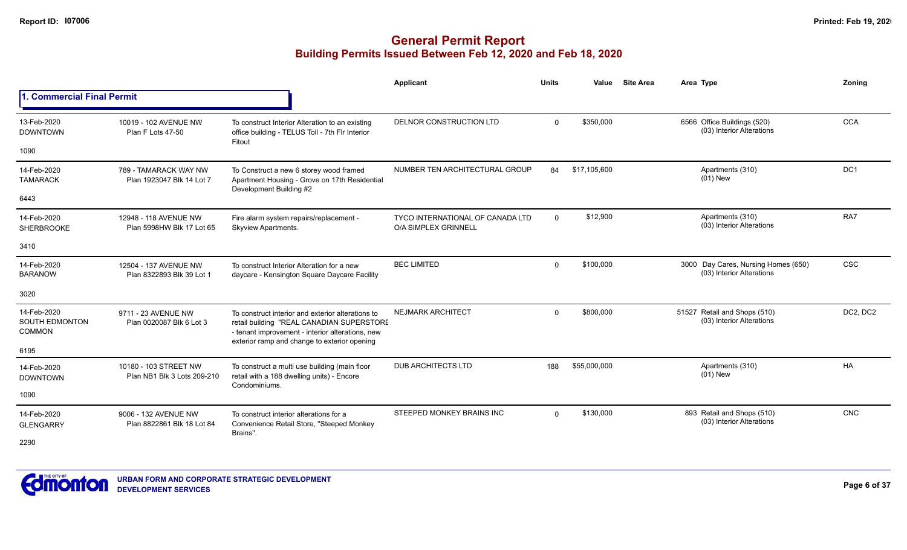# General Permit Report

## Building Permits Issued Between Feb 12, 2020 and Feb 18, 2020

### 1. Commercial Final Permit

| Date / Neighbourhood | Address / Legal | Description | Applicant | Units | Value | Site Area | Area | Type | Zoning |
|---|---|---|---|---|---|---|---|---|---|
| 13-Feb-2020 DOWNTOWN 1090 | 10019 - 102 AVENUE NW Plan F Lots 47-50 | To construct Interior Alteration to an existing office building - TELUS Toll - 7th Flr Interior Fitout | DELNOR CONSTRUCTION LTD | 0 | $350,000 | | 6566 | Office Buildings (520) (03) Interior Alterations | CCA |
| 14-Feb-2020 TAMARACK 6443 | 789 - TAMARACK WAY NW Plan 1923047 Blk 14 Lot 7 | To Construct a new 6 storey wood framed Apartment Housing - Grove on 17th Residential Development Building #2 | NUMBER TEN ARCHITECTURAL GROUP | 84 | $17,105,600 | | | Apartments (310) (01) New | DC1 |
| 14-Feb-2020 SHERBROOKE 3410 | 12948 - 118 AVENUE NW Plan 5998HW Blk 17 Lot 65 | Fire alarm system repairs/replacement - Skyview Apartments. | TYCO INTERNATIONAL OF CANADA LTD O/A SIMPLEX GRINNELL | 0 | $12,900 | | | Apartments (310) (03) Interior Alterations | RA7 |
| 14-Feb-2020 BARANOW 3020 | 12504 - 137 AVENUE NW Plan 8322893 Blk 39 Lot 1 | To construct Interior Alteration for a new daycare - Kensington Square Daycare Facility | BEC LIMITED | 0 | $100,000 | | 3000 | Day Cares, Nursing Homes (650) (03) Interior Alterations | CSC |
| 14-Feb-2020 SOUTH EDMONTON COMMON 6195 | 9711 - 23 AVENUE NW Plan 0020087 Blk 6 Lot 3 | To construct interior and exterior alterations to retail building "REAL CANADIAN SUPERSTORE - tenant improvement - interior alterations, new exterior ramp and change to exterior opening | NEJMARK ARCHITECT | 0 | $800,000 | | 51527 | Retail and Shops (510) (03) Interior Alterations | DC2, DC2 |
| 14-Feb-2020 DOWNTOWN 1090 | 10180 - 103 STREET NW Plan NB1 Blk 3 Lots 209-210 | To construct a multi use building (main floor retail with a 188 dwelling units) - Encore Condominiums. | DUB ARCHITECTS LTD | 188 | $55,000,000 | | | Apartments (310) (01) New | HA |
| 14-Feb-2020 GLENGARRY 2290 | 9006 - 132 AVENUE NW Plan 8822861 Blk 18 Lot 84 | To construct interior alterations for a Convenience Retail Store, "Steeped Monkey Brains". | STEEPED MONKEY BRAINS INC | 0 | $130,000 | | 893 | Retail and Shops (510) (03) Interior Alterations | CNC |

URBAN FORM AND CORPORATE STRATEGIC DEVELOPMENT
DEVELOPMENT SERVICES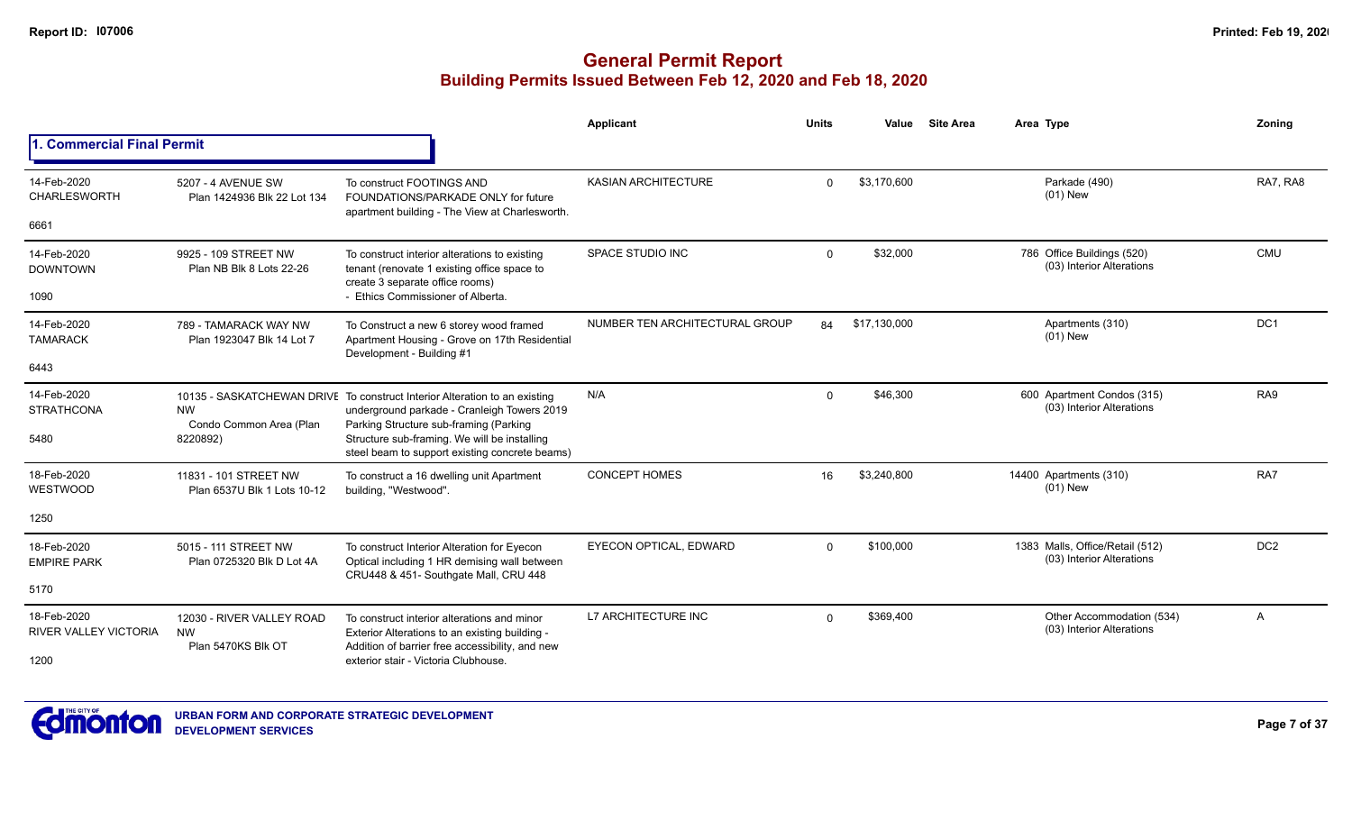# General Permit Report

## Building Permits Issued Between Feb 12, 2020 and Feb 18, 2020

### 1. Commercial Final Permit

| Date / Neighbourhood | Address / Legal | Description | Applicant | Units | Value | Site Area | Area | Type | Zoning |
|---|---|---|---|---|---|---|---|---|---|
| 14-Feb-2020 CHARLESWORTH 6661 | 5207 - 4 AVENUE SW Plan 1424936 Blk 22 Lot 134 | To construct FOOTINGS AND FOUNDATIONS/PARKADE ONLY for future apartment building - The View at Charlesworth. | KASIAN ARCHITECTURE | 0 | $3,170,600 | | | Parkade (490) (01) New | RA7, RA8 |
| 14-Feb-2020 DOWNTOWN 1090 | 9925 - 109 STREET NW Plan NB Blk 8 Lots 22-26 | To construct interior alterations to existing tenant (renovate 1 existing office space to create 3 separate office rooms) - Ethics Commissioner of Alberta. | SPACE STUDIO INC | 0 | $32,000 | | 786 | Office Buildings (520) (03) Interior Alterations | CMU |
| 14-Feb-2020 TAMARACK 6443 | 789 - TAMARACK WAY NW Plan 1923047 Blk 14 Lot 7 | To Construct a new 6 storey wood framed Apartment Housing - Grove on 17th Residential Development - Building #1 | NUMBER TEN ARCHITECTURAL GROUP | 84 | $17,130,000 | | | Apartments (310) (01) New | DC1 |
| 14-Feb-2020 STRATHCONA 5480 | 10135 - SASKATCHEWAN DRIVE NW Condo Common Area (Plan 8220892) | To construct Interior Alteration to an existing underground parkade - Cranleigh Towers 2019 Parking Structure sub-framing (Parking Structure sub-framing. We will be installing steel beam to support existing concrete beams) | N/A | 0 | $46,300 | | 600 | Apartment Condos (315) (03) Interior Alterations | RA9 |
| 18-Feb-2020 WESTWOOD 1250 | 11831 - 101 STREET NW Plan 6537U Blk 1 Lots 10-12 | To construct a 16 dwelling unit Apartment building, "Westwood". | CONCEPT HOMES | 16 | $3,240,800 | | 14400 | Apartments (310) (01) New | RA7 |
| 18-Feb-2020 EMPIRE PARK 5170 | 5015 - 111 STREET NW Plan 0725320 Blk D Lot 4A | To construct Interior Alteration for Eyecon Optical including 1 HR demising wall between CRU448 & 451- Southgate Mall, CRU 448 | EYECON OPTICAL, EDWARD | 0 | $100,000 | | 1383 | Malls, Office/Retail (512) (03) Interior Alterations | DC2 |
| 18-Feb-2020 RIVER VALLEY VICTORIA 1200 | 12030 - RIVER VALLEY ROAD NW Plan 5470KS Blk OT | To construct interior alterations and minor Exterior Alterations to an existing building - Addition of barrier free accessibility, and new exterior stair - Victoria Clubhouse. | L7 ARCHITECTURE INC | 0 | $369,400 | | | Other Accommodation (534) (03) Interior Alterations | A |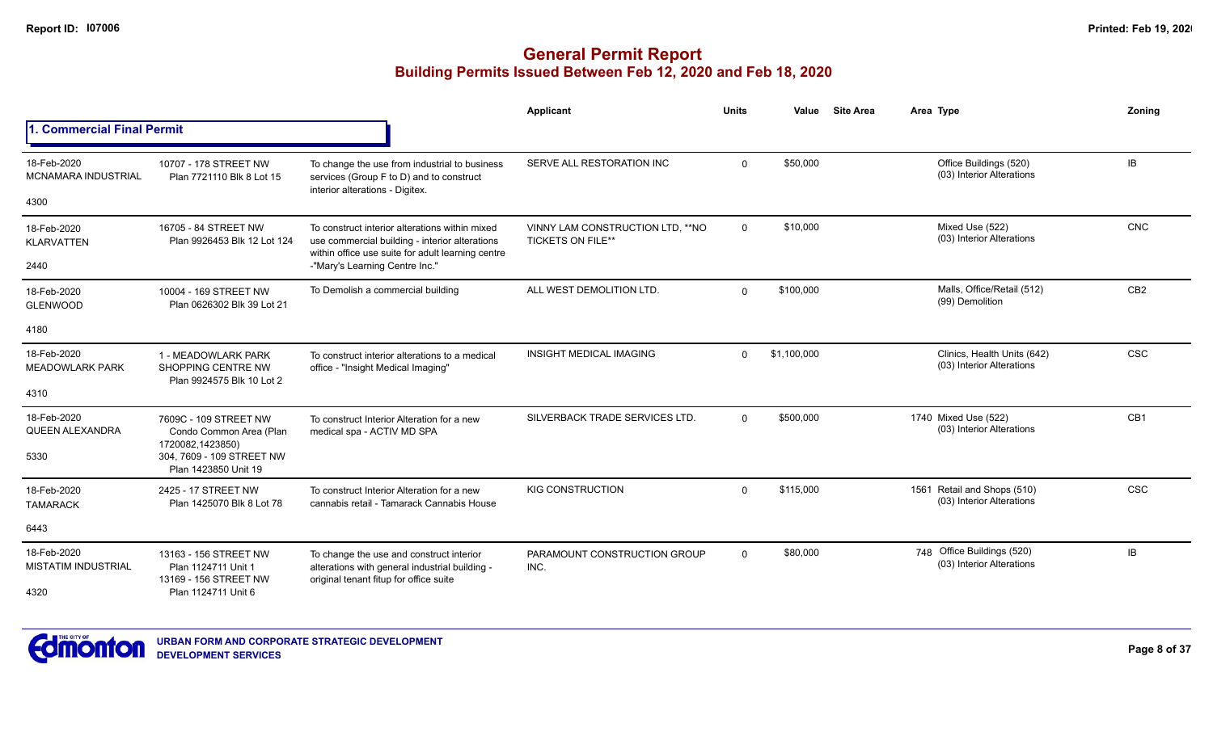# General Permit Report

## Building Permits Issued Between Feb 12, 2020 and Feb 18, 2020

### 1. Commercial Final Permit

| Date / Neighbourhood | Address | Description | Applicant | Units | Value | Site Area | Area | Type | Zoning |
|---|---|---|---|---|---|---|---|---|---|
| 18-Feb-2020<br>MCNAMARA INDUSTRIAL<br>4300 | 10707 - 178 STREET NW<br>Plan 7721110 Blk 8 Lot 15 | To change the use from industrial to business services (Group F to D) and to construct interior alterations - Digitex. | SERVE ALL RESTORATION INC | 0 | $50,000 | | | Office Buildings (520)<br>(03) Interior Alterations | IB |
| 18-Feb-2020<br>KLARVATTEN<br>2440 | 16705 - 84 STREET NW<br>Plan 9926453 Blk 12 Lot 124 | To construct interior alterations within mixed use commercial building - interior alterations within office use suite for adult learning centre -"Mary's Learning Centre Inc." | VINNY LAM CONSTRUCTION LTD, **NO TICKETS ON FILE** | 0 | $10,000 | | | Mixed Use (522)<br>(03) Interior Alterations | CNC |
| 18-Feb-2020<br>GLENWOOD<br>4180 | 10004 - 169 STREET NW<br>Plan 0626302 Blk 39 Lot 21 | To Demolish a commercial building | ALL WEST DEMOLITION LTD. | 0 | $100,000 | | | Malls, Office/Retail (512)<br>(99) Demolition | CB2 |
| 18-Feb-2020<br>MEADOWLARK PARK<br>4310 | 1 - MEADOWLARK PARK SHOPPING CENTRE NW<br>Plan 9924575 Blk 10 Lot 2 | To construct interior alterations to a medical office - "Insight Medical Imaging" | INSIGHT MEDICAL IMAGING | 0 | $1,100,000 | | | Clinics, Health Units (642)<br>(03) Interior Alterations | CSC |
| 18-Feb-2020<br>QUEEN ALEXANDRA<br>5330 | 7609C - 109 STREET NW<br>Condo Common Area (Plan 1720082,1423850)<br>304, 7609 - 109 STREET NW<br>Plan 1423850 Unit 19 | To construct Interior Alteration for a new medical spa - ACTIV MD SPA | SILVERBACK TRADE SERVICES LTD. | 0 | $500,000 | | 1740 | Mixed Use (522)<br>(03) Interior Alterations | CB1 |
| 18-Feb-2020<br>TAMARACK<br>6443 | 2425 - 17 STREET NW<br>Plan 1425070 Blk 8 Lot 78 | To construct Interior Alteration for a new cannabis retail - Tamarack Cannabis House | KIG CONSTRUCTION | 0 | $115,000 | | 1561 | Retail and Shops (510)<br>(03) Interior Alterations | CSC |
| 18-Feb-2020<br>MISTATIM INDUSTRIAL<br>4320 | 13163 - 156 STREET NW<br>Plan 1124711 Unit 1<br>13169 - 156 STREET NW<br>Plan 1124711 Unit 6 | To change the use and construct interior alterations with general industrial building - original tenant fitup for office suite | PARAMOUNT CONSTRUCTION GROUP INC. | 0 | $80,000 | | 748 | Office Buildings (520)<br>(03) Interior Alterations | IB |

URBAN FORM AND CORPORATE STRATEGIC DEVELOPMENT
DEVELOPMENT SERVICES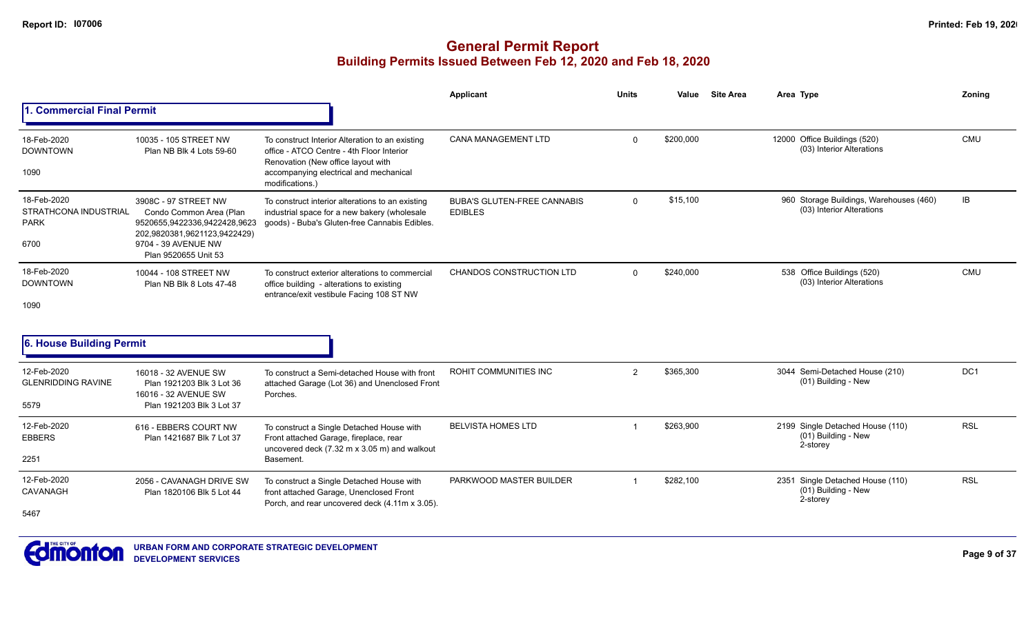# General Permit Report

## Building Permits Issued Between Feb 12, 2020 and Feb 18, 2020

### 1. Commercial Final Permit

| Date / Neighbourhood | Address / Legal | Description | Applicant | Units | Value | Site Area | Area Type | Zoning |
|---|---|---|---|---|---|---|---|---|
| 18-Feb-2020 DOWNTOWN 1090 | 10035 - 105 STREET NW Plan NB Blk 4 Lots 59-60 | To construct Interior Alteration to an existing office - ATCO Centre - 4th Floor Interior Renovation (New office layout with accompanying electrical and mechanical modifications.) | CANA MANAGEMENT LTD | 0 | $200,000 | | 12000 Office Buildings (520) (03) Interior Alterations | CMU |
| 18-Feb-2020 STRATHCONA INDUSTRIAL PARK 6700 | 3908C - 97 STREET NW Condo Common Area (Plan 9520655,9422336,9422428,9623202,9820381,9621123,9422429) 9704 - 39 AVENUE NW Plan 9520655 Unit 53 | To construct interior alterations to an existing industrial space for a new bakery (wholesale goods) - Buba's Gluten-free Cannabis Edibles. | BUBA'S GLUTEN-FREE CANNABIS EDIBLES | 0 | $15,100 | | 960 Storage Buildings, Warehouses (460) (03) Interior Alterations | IB |
| 18-Feb-2020 DOWNTOWN 1090 | 10044 - 108 STREET NW Plan NB Blk 8 Lots 47-48 | To construct exterior alterations to commercial office building - alterations to existing entrance/exit vestibule Facing 108 ST NW | CHANDOS CONSTRUCTION LTD | 0 | $240,000 | | 538 Office Buildings (520) (03) Interior Alterations | CMU |

### 6. House Building Permit

| Date / Neighbourhood | Address / Legal | Description | Applicant | Units | Value | Site Area | Area Type | Zoning |
|---|---|---|---|---|---|---|---|---|
| 12-Feb-2020 GLENRIDDING RAVINE 5579 | 16018 - 32 AVENUE SW Plan 1921203 Blk 3 Lot 36 16016 - 32 AVENUE SW Plan 1921203 Blk 3 Lot 37 | To construct a Semi-detached House with front attached Garage (Lot 36) and Unenclosed Front Porches. | ROHIT COMMUNITIES INC | 2 | $365,300 | | 3044 Semi-Detached House (210) (01) Building - New | DC1 |
| 12-Feb-2020 EBBERS 2251 | 616 - EBBERS COURT NW Plan 1421687 Blk 7 Lot 37 | To construct a Single Detached House with Front attached Garage, fireplace, rear uncovered deck (7.32 m x 3.05 m) and walkout Basement. | BELVISTA HOMES LTD | 1 | $263,900 | | 2199 Single Detached House (110) (01) Building - New 2-storey | RSL |
| 12-Feb-2020 CAVANAGH 5467 | 2056 - CAVANAGH DRIVE SW Plan 1820106 Blk 5 Lot 44 | To construct a Single Detached House with front attached Garage, Unenclosed Front Porch, and rear uncovered deck (4.11m x 3.05). | PARKWOOD MASTER BUILDER | 1 | $282,100 | | 2351 Single Detached House (110) (01) Building - New 2-storey | RSL |

URBAN FORM AND CORPORATE STRATEGIC DEVELOPMENT
DEVELOPMENT SERVICES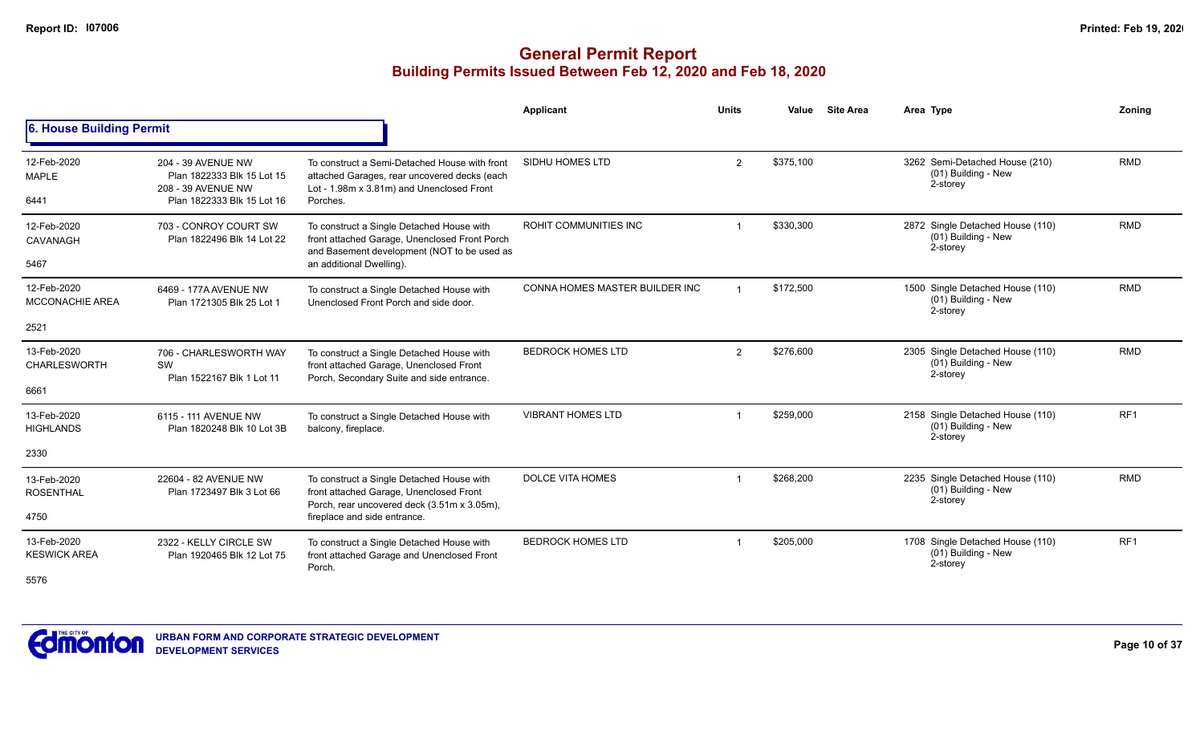# General Permit Report

## Building Permits Issued Between Feb 12, 2020 and Feb 18, 2020

### 6. House Building Permit

| Date / Neighbourhood / No. | Address / Legal | Description | Applicant | Units | Value | Site Area | Area Type | Zoning |
|---|---|---|---|---|---|---|---|---|
| 12-Feb-2020 MAPLE 6441 | 204 - 39 AVENUE NW Plan 1822333 Blk 15 Lot 15 208 - 39 AVENUE NW Plan 1822333 Blk 15 Lot 16 | To construct a Semi-Detached House with front attached Garages, rear uncovered decks (each Lot - 1.98m x 3.81m) and Unenclosed Front Porches. | SIDHU HOMES LTD | 2 | $375,100 | | 3262 Semi-Detached House (210) (01) Building - New 2-storey | RMD |
| 12-Feb-2020 CAVANAGH 5467 | 703 - CONROY COURT SW Plan 1822496 Blk 14 Lot 22 | To construct a Single Detached House with front attached Garage, Unenclosed Front Porch and Basement development (NOT to be used as an additional Dwelling). | ROHIT COMMUNITIES INC | 1 | $330,300 | | 2872 Single Detached House (110) (01) Building - New 2-storey | RMD |
| 12-Feb-2020 MCCONACHIE AREA 2521 | 6469 - 177A AVENUE NW Plan 1721305 Blk 25 Lot 1 | To construct a Single Detached House with Unenclosed Front Porch and side door. | CONNA HOMES MASTER BUILDER INC | 1 | $172,500 | | 1500 Single Detached House (110) (01) Building - New 2-storey | RMD |
| 13-Feb-2020 CHARLESWORTH 6661 | 706 - CHARLESWORTH WAY SW Plan 1522167 Blk 1 Lot 11 | To construct a Single Detached House with front attached Garage, Unenclosed Front Porch, Secondary Suite and side entrance. | BEDROCK HOMES LTD | 2 | $276,600 | | 2305 Single Detached House (110) (01) Building - New 2-storey | RMD |
| 13-Feb-2020 HIGHLANDS 2330 | 6115 - 111 AVENUE NW Plan 1820248 Blk 10 Lot 3B | To construct a Single Detached House with balcony, fireplace. | VIBRANT HOMES LTD | 1 | $259,000 | | 2158 Single Detached House (110) (01) Building - New 2-storey | RF1 |
| 13-Feb-2020 ROSENTHAL 4750 | 22604 - 82 AVENUE NW Plan 1723497 Blk 3 Lot 66 | To construct a Single Detached House with front attached Garage, Unenclosed Front Porch, rear uncovered deck (3.51m x 3.05m), fireplace and side entrance. | DOLCE VITA HOMES | 1 | $268,200 | | 2235 Single Detached House (110) (01) Building - New 2-storey | RMD |
| 13-Feb-2020 KESWICK AREA 5576 | 2322 - KELLY CIRCLE SW Plan 1920465 Blk 12 Lot 75 | To construct a Single Detached House with front attached Garage and Unenclosed Front Porch. | BEDROCK HOMES LTD | 1 | $205,000 | | 1708 Single Detached House (110) (01) Building - New 2-storey | RF1 |

URBAN FORM AND CORPORATE STRATEGIC DEVELOPMENT
DEVELOPMENT SERVICES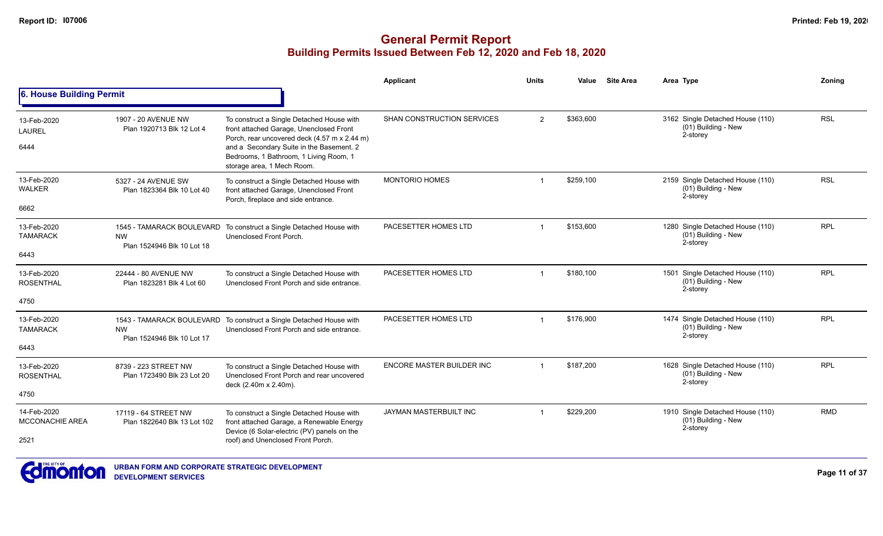# General Permit Report

## Building Permits Issued Between Feb 12, 2020 and Feb 18, 2020

### 6. House Building Permit

| Date / Neighbourhood | Address / Legal | Description | Applicant | Units | Value | Site Area | Area | Type | Zoning |
|---|---|---|---|---|---|---|---|---|---|
| 13-Feb-2020 LAUREL 6444 | 1907 - 20 AVENUE NW Plan 1920713 Blk 12 Lot 4 | To construct a Single Detached House with front attached Garage, Unenclosed Front Porch, rear uncovered deck (4.57 m x 2.44 m) and a Secondary Suite in the Basement. 2 Bedrooms, 1 Bathroom, 1 Living Room, 1 storage area, 1 Mech Room. | SHAN CONSTRUCTION SERVICES | 2 | $363,600 | | 3162 | Single Detached House (110) (01) Building - New 2-storey | RSL |
| 13-Feb-2020 WALKER 6662 | 5327 - 24 AVENUE SW Plan 1823364 Blk 10 Lot 40 | To construct a Single Detached House with front attached Garage, Unenclosed Front Porch, fireplace and side entrance. | MONTORIO HOMES | 1 | $259,100 | | 2159 | Single Detached House (110) (01) Building - New 2-storey | RSL |
| 13-Feb-2020 TAMARACK 6443 | 1545 - TAMARACK BOULEVARD NW Plan 1524946 Blk 10 Lot 18 | To construct a Single Detached House with Unenclosed Front Porch. | PACESETTER HOMES LTD | 1 | $153,600 | | 1280 | Single Detached House (110) (01) Building - New 2-storey | RPL |
| 13-Feb-2020 ROSENTHAL 4750 | 22444 - 80 AVENUE NW Plan 1823281 Blk 4 Lot 60 | To construct a Single Detached House with Unenclosed Front Porch and side entrance. | PACESETTER HOMES LTD | 1 | $180,100 | | 1501 | Single Detached House (110) (01) Building - New 2-storey | RPL |
| 13-Feb-2020 TAMARACK 6443 | 1543 - TAMARACK BOULEVARD NW Plan 1524946 Blk 10 Lot 17 | To construct a Single Detached House with Unenclosed Front Porch and side entrance. | PACESETTER HOMES LTD | 1 | $176,900 | | 1474 | Single Detached House (110) (01) Building - New 2-storey | RPL |
| 13-Feb-2020 ROSENTHAL 4750 | 8739 - 223 STREET NW Plan 1723490 Blk 23 Lot 20 | To construct a Single Detached House with Unenclosed Front Porch and rear uncovered deck (2.40m x 2.40m). | ENCORE MASTER BUILDER INC | 1 | $187,200 | | 1628 | Single Detached House (110) (01) Building - New 2-storey | RPL |
| 14-Feb-2020 MCCONACHIE AREA 2521 | 17119 - 64 STREET NW Plan 1822640 Blk 13 Lot 102 | To construct a Single Detached House with front attached Garage, a Renewable Energy Device (6 Solar-electric (PV) panels on the roof) and Unenclosed Front Porch. | JAYMAN MASTERBUILT INC | 1 | $229,200 | | 1910 | Single Detached House (110) (01) Building - New 2-storey | RMD |

URBAN FORM AND CORPORATE STRATEGIC DEVELOPMENT
DEVELOPMENT SERVICES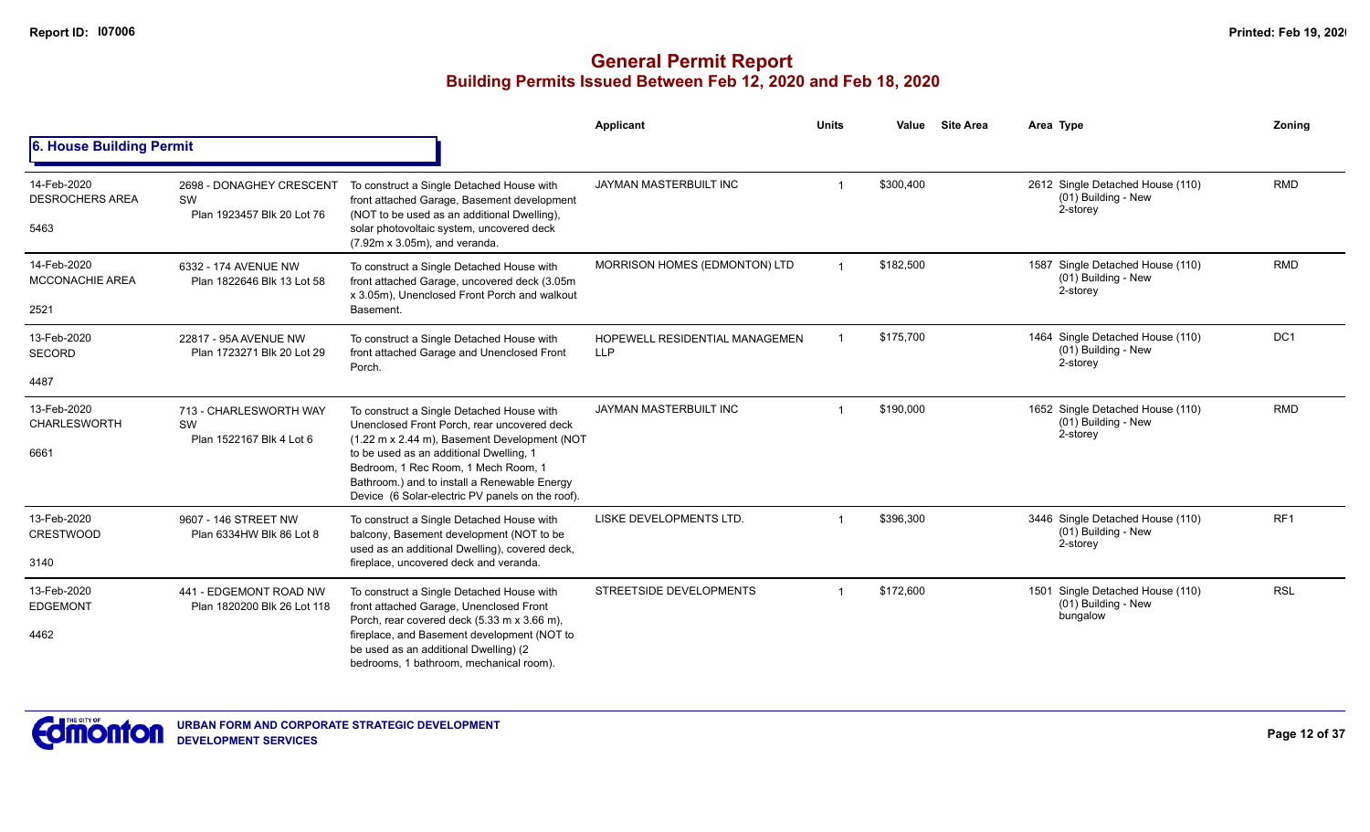# General Permit Report

## Building Permits Issued Between Feb 12, 2020 and Feb 18, 2020

### 6. House Building Permit

| Date / Neighbourhood | Address / Legal | Description | Applicant | Units | Value | Site Area | Area | Type | Zoning |
|---|---|---|---|---|---|---|---|---|---|
| 14-Feb-2020 DESROCHERS AREA 5463 | 2698 - DONAGHEY CRESCENT SW Plan 1923457 Blk 20 Lot 76 | To construct a Single Detached House with front attached Garage, Basement development (NOT to be used as an additional Dwelling), solar photovoltaic system, uncovered deck (7.92m x 3.05m), and veranda. | JAYMAN MASTERBUILT INC | 1 | $300,400 | | 2612 | Single Detached House (110) (01) Building - New 2-storey | RMD |
| 14-Feb-2020 MCCONACHIE AREA 2521 | 6332 - 174 AVENUE NW Plan 1822646 Blk 13 Lot 58 | To construct a Single Detached House with front attached Garage, uncovered deck (3.05m x 3.05m), Unenclosed Front Porch and walkout Basement. | MORRISON HOMES (EDMONTON) LTD | 1 | $182,500 | | 1587 | Single Detached House (110) (01) Building - New 2-storey | RMD |
| 13-Feb-2020 SECORD 4487 | 22817 - 95A AVENUE NW Plan 1723271 Blk 20 Lot 29 | To construct a Single Detached House with front attached Garage and Unenclosed Front Porch. | HOPEWELL RESIDENTIAL MANAGEMEN LLP | 1 | $175,700 | | 1464 | Single Detached House (110) (01) Building - New 2-storey | DC1 |
| 13-Feb-2020 CHARLESWORTH 6661 | 713 - CHARLESWORTH WAY SW Plan 1522167 Blk 4 Lot 6 | To construct a Single Detached House with Unenclosed Front Porch, rear uncovered deck (1.22 m x 2.44 m), Basement Development (NOT to be used as an additional Dwelling, 1 Bedroom, 1 Rec Room, 1 Mech Room, 1 Bathroom.) and to install a Renewable Energy Device (6 Solar-electric PV panels on the roof). | JAYMAN MASTERBUILT INC | 1 | $190,000 | | 1652 | Single Detached House (110) (01) Building - New 2-storey | RMD |
| 13-Feb-2020 CRESTWOOD 3140 | 9607 - 146 STREET NW Plan 6334HW Blk 86 Lot 8 | To construct a Single Detached House with balcony, Basement development (NOT to be used as an additional Dwelling), covered deck, fireplace, uncovered deck and veranda. | LISKE DEVELOPMENTS LTD. | 1 | $396,300 | | 3446 | Single Detached House (110) (01) Building - New 2-storey | RF1 |
| 13-Feb-2020 EDGEMONT 4462 | 441 - EDGEMONT ROAD NW Plan 1820200 Blk 26 Lot 118 | To construct a Single Detached House with front attached Garage, Unenclosed Front Porch, rear covered deck (5.33 m x 3.66 m), fireplace, and Basement development (NOT to be used as an additional Dwelling) (2 bedrooms, 1 bathroom, mechanical room). | STREETSIDE DEVELOPMENTS | 1 | $172,600 | | 1501 | Single Detached House (110) (01) Building - New bungalow | RSL |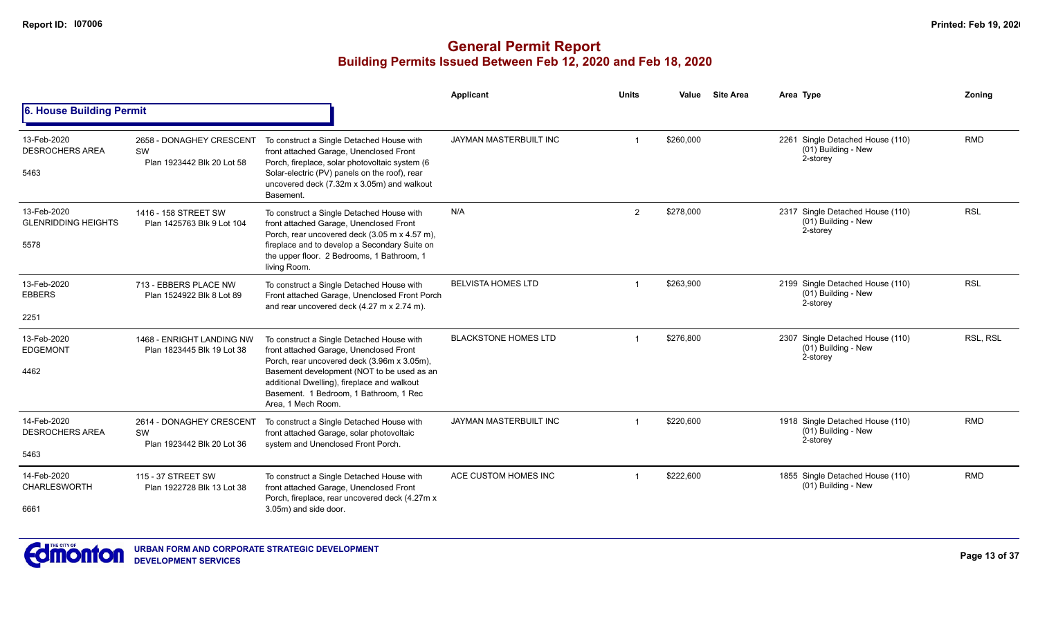# General Permit Report

## Building Permits Issued Between Feb 12, 2020 and Feb 18, 2020

### 6. House Building Permit

| Date / Neighbourhood / No. | Address / Legal | Description | Applicant | Units | Value | Site Area | Area | Type | Zoning |
|---|---|---|---|---|---|---|---|---|---|
| 13-Feb-2020 DESROCHERS AREA 5463 | 2658 - DONAGHEY CRESCENT SW Plan 1923442 Blk 20 Lot 58 | To construct a Single Detached House with front attached Garage, Unenclosed Front Porch, fireplace, solar photovoltaic system (6 Solar-electric (PV) panels on the roof), rear uncovered deck (7.32m x 3.05m) and walkout Basement. | JAYMAN MASTERBUILT INC | 1 | $260,000 | | 2261 | Single Detached House (110) (01) Building - New 2-storey | RMD |
| 13-Feb-2020 GLENRIDDING HEIGHTS 5578 | 1416 - 158 STREET SW Plan 1425763 Blk 9 Lot 104 | To construct a Single Detached House with front attached Garage, Unenclosed Front Porch, rear uncovered deck (3.05 m x 4.57 m), fireplace and to develop a Secondary Suite on the upper floor. 2 Bedrooms, 1 Bathroom, 1 living Room. | N/A | 2 | $278,000 | | 2317 | Single Detached House (110) (01) Building - New 2-storey | RSL |
| 13-Feb-2020 EBBERS 2251 | 713 - EBBERS PLACE NW Plan 1524922 Blk 8 Lot 89 | To construct a Single Detached House with Front attached Garage, Unenclosed Front Porch and rear uncovered deck (4.27 m x 2.74 m). | BELVISTA HOMES LTD | 1 | $263,900 | | 2199 | Single Detached House (110) (01) Building - New 2-storey | RSL |
| 13-Feb-2020 EDGEMONT 4462 | 1468 - ENRIGHT LANDING NW Plan 1823445 Blk 19 Lot 38 | To construct a Single Detached House with front attached Garage, Unenclosed Front Porch, rear uncovered deck (3.96m x 3.05m), Basement development (NOT to be used as an additional Dwelling), fireplace and walkout Basement. 1 Bedroom, 1 Bathroom, 1 Rec Area, 1 Mech Room. | BLACKSTONE HOMES LTD | 1 | $276,800 | | 2307 | Single Detached House (110) (01) Building - New 2-storey | RSL, RSL |
| 14-Feb-2020 DESROCHERS AREA 5463 | 2614 - DONAGHEY CRESCENT SW Plan 1923442 Blk 20 Lot 36 | To construct a Single Detached House with front attached Garage, solar photovoltaic system and Unenclosed Front Porch. | JAYMAN MASTERBUILT INC | 1 | $220,600 | | 1918 | Single Detached House (110) (01) Building - New 2-storey | RMD |
| 14-Feb-2020 CHARLESWORTH 6661 | 115 - 37 STREET SW Plan 1922728 Blk 13 Lot 38 | To construct a Single Detached House with front attached Garage, Unenclosed Front Porch, fireplace, rear uncovered deck (4.27m x 3.05m) and side door. | ACE CUSTOM HOMES INC | 1 | $222,600 | | 1855 | Single Detached House (110) (01) Building - New | RMD |

URBAN FORM AND CORPORATE STRATEGIC DEVELOPMENT
DEVELOPMENT SERVICES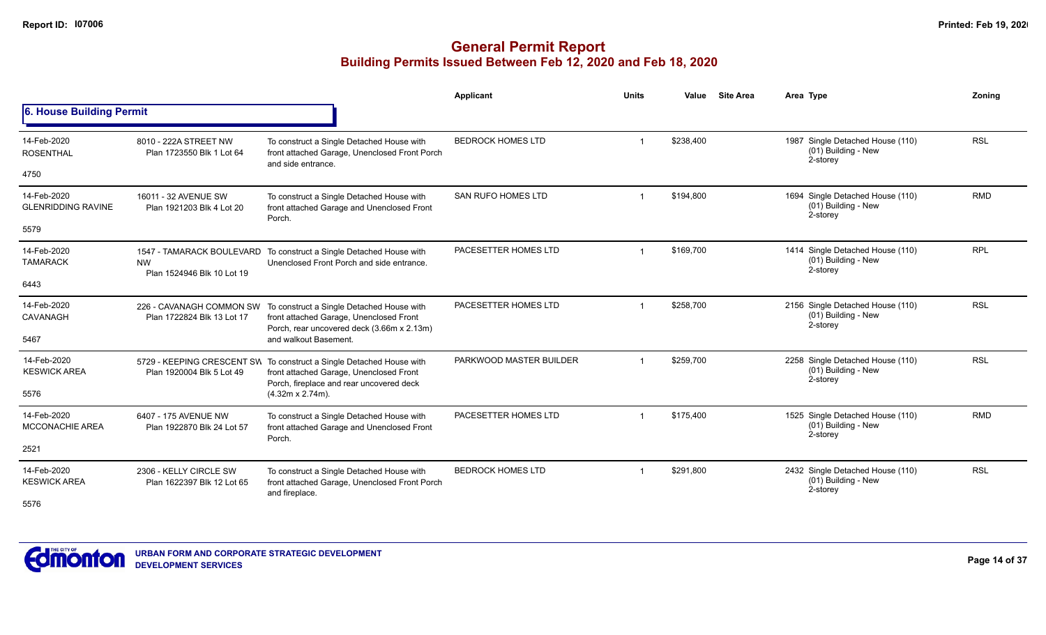# General Permit Report
## Building Permits Issued Between Feb 12, 2020 and Feb 18, 2020

### 6. House Building Permit

| Date / Neighbourhood | Address / Legal | Description | Applicant | Units | Value | Site Area | Area Type | Zoning |
|---|---|---|---|---|---|---|---|---|
| 14-Feb-2020 ROSENTHAL 4750 | 8010 - 222A STREET NW Plan 1723550 Blk 1 Lot 64 | To construct a Single Detached House with front attached Garage, Unenclosed Front Porch and side entrance. | BEDROCK HOMES LTD | 1 | $238,400 | | 1987 Single Detached House (110) (01) Building - New 2-storey | RSL |
| 14-Feb-2020 GLENRIDDING RAVINE 5579 | 16011 - 32 AVENUE SW Plan 1921203 Blk 4 Lot 20 | To construct a Single Detached House with front attached Garage and Unenclosed Front Porch. | SAN RUFO HOMES LTD | 1 | $194,800 | | 1694 Single Detached House (110) (01) Building - New 2-storey | RMD |
| 14-Feb-2020 TAMARACK 6443 | 1547 - TAMARACK BOULEVARD NW Plan 1524946 Blk 10 Lot 19 | To construct a Single Detached House with Unenclosed Front Porch and side entrance. | PACESETTER HOMES LTD | 1 | $169,700 | | 1414 Single Detached House (110) (01) Building - New 2-storey | RPL |
| 14-Feb-2020 CAVANAGH 5467 | 226 - CAVANAGH COMMON SW Plan 1722824 Blk 13 Lot 17 | To construct a Single Detached House with front attached Garage, Unenclosed Front Porch, rear uncovered deck (3.66m x 2.13m) and walkout Basement. | PACESETTER HOMES LTD | 1 | $258,700 | | 2156 Single Detached House (110) (01) Building - New 2-storey | RSL |
| 14-Feb-2020 KESWICK AREA 5576 | 5729 - KEEPING CRESCENT SW Plan 1920004 Blk 5 Lot 49 | To construct a Single Detached House with front attached Garage, Unenclosed Front Porch, fireplace and rear uncovered deck (4.32m x 2.74m). | PARKWOOD MASTER BUILDER | 1 | $259,700 | | 2258 Single Detached House (110) (01) Building - New 2-storey | RSL |
| 14-Feb-2020 MCCONACHIE AREA 2521 | 6407 - 175 AVENUE NW Plan 1922870 Blk 24 Lot 57 | To construct a Single Detached House with front attached Garage and Unenclosed Front Porch. | PACESETTER HOMES LTD | 1 | $175,400 | | 1525 Single Detached House (110) (01) Building - New 2-storey | RMD |
| 14-Feb-2020 KESWICK AREA 5576 | 2306 - KELLY CIRCLE SW Plan 1622397 Blk 12 Lot 65 | To construct a Single Detached House with front attached Garage, Unenclosed Front Porch and fireplace. | BEDROCK HOMES LTD | 1 | $291,800 | | 2432 Single Detached House (110) (01) Building - New 2-storey | RSL |

URBAN FORM AND CORPORATE STRATEGIC DEVELOPMENT
DEVELOPMENT SERVICES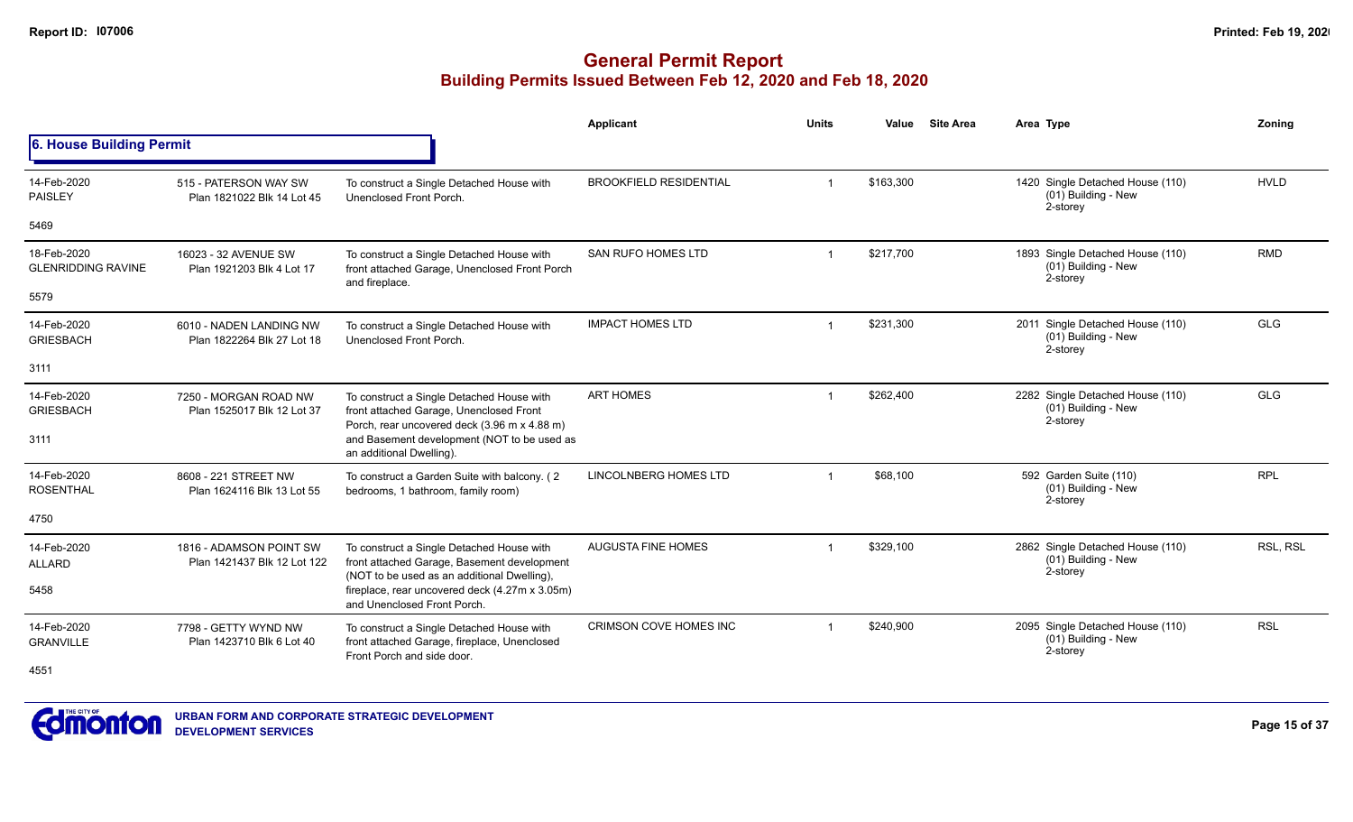# General Permit Report

## Building Permits Issued Between Feb 12, 2020 and Feb 18, 2020

### 6. House Building Permit

| Date / Neighbourhood | Address / Legal | Description | Applicant | Units | Value | Site Area | Area Type | Zoning |
|---|---|---|---|---|---|---|---|---|
| 14-Feb-2020 PAISLEY 5469 | 515 - PATERSON WAY SW Plan 1821022 Blk 14 Lot 45 | To construct a Single Detached House with Unenclosed Front Porch. | BROOKFIELD RESIDENTIAL | 1 | $163,300 | | 1420 Single Detached House (110) (01) Building - New 2-storey | HVLD |
| 18-Feb-2020 GLENRIDDING RAVINE 5579 | 16023 - 32 AVENUE SW Plan 1921203 Blk 4 Lot 17 | To construct a Single Detached House with front attached Garage, Unenclosed Front Porch and fireplace. | SAN RUFO HOMES LTD | 1 | $217,700 | | 1893 Single Detached House (110) (01) Building - New 2-storey | RMD |
| 14-Feb-2020 GRIESBACH 3111 | 6010 - NADEN LANDING NW Plan 1822264 Blk 27 Lot 18 | To construct a Single Detached House with Unenclosed Front Porch. | IMPACT HOMES LTD | 1 | $231,300 | | 2011 Single Detached House (110) (01) Building - New 2-storey | GLG |
| 14-Feb-2020 GRIESBACH 3111 | 7250 - MORGAN ROAD NW Plan 1525017 Blk 12 Lot 37 | To construct a Single Detached House with front attached Garage, Unenclosed Front Porch, rear uncovered deck (3.96 m x 4.88 m) and Basement development (NOT to be used as an additional Dwelling). | ART HOMES | 1 | $262,400 | | 2282 Single Detached House (110) (01) Building - New 2-storey | GLG |
| 14-Feb-2020 ROSENTHAL 4750 | 8608 - 221 STREET NW Plan 1624116 Blk 13 Lot 55 | To construct a Garden Suite with balcony. ( 2 bedrooms, 1 bathroom, family room) | LINCOLNBERG HOMES LTD | 1 | $68,100 | | 592 Garden Suite (110) (01) Building - New 2-storey | RPL |
| 14-Feb-2020 ALLARD 5458 | 1816 - ADAMSON POINT SW Plan 1421437 Blk 12 Lot 122 | To construct a Single Detached House with front attached Garage, Basement development (NOT to be used as an additional Dwelling), fireplace, rear uncovered deck (4.27m x 3.05m) and Unenclosed Front Porch. | AUGUSTA FINE HOMES | 1 | $329,100 | | 2862 Single Detached House (110) (01) Building - New 2-storey | RSL, RSL |
| 14-Feb-2020 GRANVILLE 4551 | 7798 - GETTY WYND NW Plan 1423710 Blk 6 Lot 40 | To construct a Single Detached House with front attached Garage, fireplace, Unenclosed Front Porch and side door. | CRIMSON COVE HOMES INC | 1 | $240,900 | | 2095 Single Detached House (110) (01) Building - New 2-storey | RSL |

URBAN FORM AND CORPORATE STRATEGIC DEVELOPMENT
DEVELOPMENT SERVICES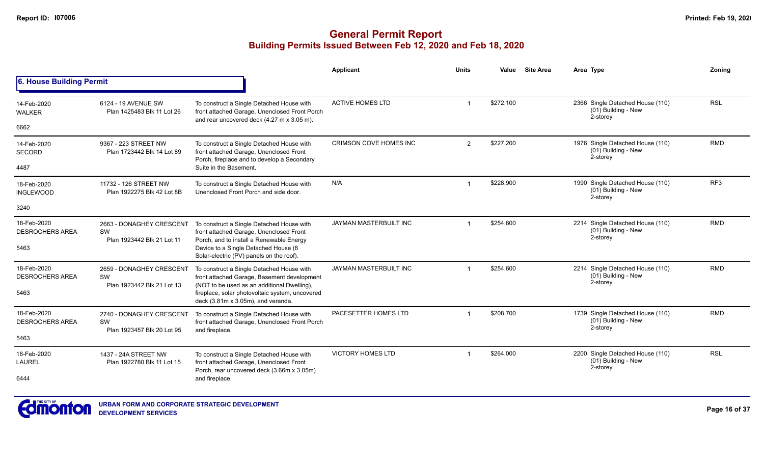# General Permit Report
## Building Permits Issued Between Feb 12, 2020 and Feb 18, 2020

### 6. House Building Permit

| Date / Neighbourhood | Address / Legal | Description | Applicant | Units | Value | Site Area | Area | Type | Zoning |
|---|---|---|---|---|---|---|---|---|---|
| 14-Feb-2020 WALKER 6662 | 6124 - 19 AVENUE SW Plan 1425483 Blk 11 Lot 26 | To construct a Single Detached House with front attached Garage, Unenclosed Front Porch and rear uncovered deck (4.27 m x 3.05 m). | ACTIVE HOMES LTD | 1 | $272,100 | | 2366 | Single Detached House (110) (01) Building - New 2-storey | RSL |
| 14-Feb-2020 SECORD 4487 | 9367 - 223 STREET NW Plan 1723442 Blk 14 Lot 89 | To construct a Single Detached House with front attached Garage, Unenclosed Front Porch, fireplace and to develop a Secondary Suite in the Basement. | CRIMSON COVE HOMES INC | 2 | $227,200 | | 1976 | Single Detached House (110) (01) Building - New 2-storey | RMD |
| 18-Feb-2020 INGLEWOOD 3240 | 11732 - 126 STREET NW Plan 1922275 Blk 42 Lot 8B | To construct a Single Detached House with Unenclosed Front Porch and side door. | N/A | 1 | $228,900 | | 1990 | Single Detached House (110) (01) Building - New 2-storey | RF3 |
| 18-Feb-2020 DESROCHERS AREA 5463 | 2663 - DONAGHEY CRESCENT SW Plan 1923442 Blk 21 Lot 11 | To construct a Single Detached House with front attached Garage, Unenclosed Front Porch, and to install a Renewable Energy Device to a Single Detached House (8 Solar-electric (PV) panels on the roof). | JAYMAN MASTERBUILT INC | 1 | $254,600 | | 2214 | Single Detached House (110) (01) Building - New 2-storey | RMD |
| 18-Feb-2020 DESROCHERS AREA 5463 | 2659 - DONAGHEY CRESCENT SW Plan 1923442 Blk 21 Lot 13 | To construct a Single Detached House with front attached Garage, Basement development (NOT to be used as an additional Dwelling), fireplace, solar photovoltaic system, uncovered deck (3.81m x 3.05m), and veranda. | JAYMAN MASTERBUILT INC | 1 | $254,600 | | 2214 | Single Detached House (110) (01) Building - New 2-storey | RMD |
| 18-Feb-2020 DESROCHERS AREA 5463 | 2740 - DONAGHEY CRESCENT SW Plan 1923457 Blk 20 Lot 95 | To construct a Single Detached House with front attached Garage, Unenclosed Front Porch and fireplace. | PACESETTER HOMES LTD | 1 | $208,700 | | 1739 | Single Detached House (110) (01) Building - New 2-storey | RMD |
| 18-Feb-2020 LAUREL 6444 | 1437 - 24A STREET NW Plan 1922780 Blk 11 Lot 15 | To construct a Single Detached House with front attached Garage, Unenclosed Front Porch, rear uncovered deck (3.66m x 3.05m) and fireplace. | VICTORY HOMES LTD | 1 | $264,000 | | 2200 | Single Detached House (110) (01) Building - New 2-storey | RSL |

URBAN FORM AND CORPORATE STRATEGIC DEVELOPMENT
DEVELOPMENT SERVICES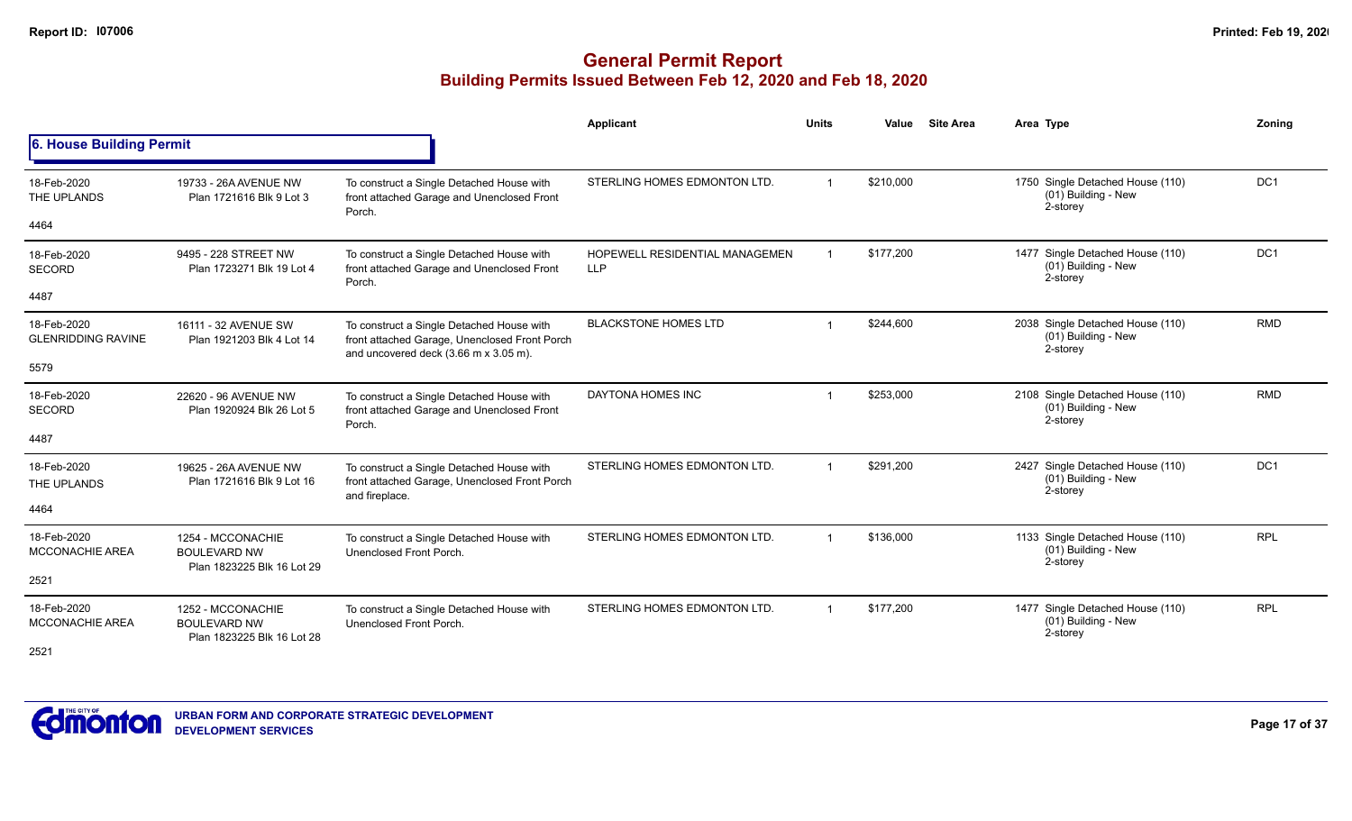# General Permit Report

## Building Permits Issued Between Feb 12, 2020 and Feb 18, 2020

### 6. House Building Permit

| Date / Neighbourhood | Address / Legal | Description | Applicant | Units | Value | Site Area | Area | Type | Zoning |
|---|---|---|---|---|---|---|---|---|---|
| 18-Feb-2020 THE UPLANDS 4464 | 19733 - 26A AVENUE NW Plan 1721616 Blk 9 Lot 3 | To construct a Single Detached House with front attached Garage and Unenclosed Front Porch. | STERLING HOMES EDMONTON LTD. | 1 | $210,000 | | 1750 | Single Detached House (110) (01) Building - New 2-storey | DC1 |
| 18-Feb-2020 SECORD 4487 | 9495 - 228 STREET NW Plan 1723271 Blk 19 Lot 4 | To construct a Single Detached House with front attached Garage and Unenclosed Front Porch. | HOPEWELL RESIDENTIAL MANAGEMEN LLP | 1 | $177,200 | | 1477 | Single Detached House (110) (01) Building - New 2-storey | DC1 |
| 18-Feb-2020 GLENRIDDING RAVINE 5579 | 16111 - 32 AVENUE SW Plan 1921203 Blk 4 Lot 14 | To construct a Single Detached House with front attached Garage, Unenclosed Front Porch and uncovered deck (3.66 m x 3.05 m). | BLACKSTONE HOMES LTD | 1 | $244,600 | | 2038 | Single Detached House (110) (01) Building - New 2-storey | RMD |
| 18-Feb-2020 SECORD 4487 | 22620 - 96 AVENUE NW Plan 1920924 Blk 26 Lot 5 | To construct a Single Detached House with front attached Garage and Unenclosed Front Porch. | DAYTONA HOMES INC | 1 | $253,000 | | 2108 | Single Detached House (110) (01) Building - New 2-storey | RMD |
| 18-Feb-2020 THE UPLANDS 4464 | 19625 - 26A AVENUE NW Plan 1721616 Blk 9 Lot 16 | To construct a Single Detached House with front attached Garage, Unenclosed Front Porch and fireplace. | STERLING HOMES EDMONTON LTD. | 1 | $291,200 | | 2427 | Single Detached House (110) (01) Building - New 2-storey | DC1 |
| 18-Feb-2020 MCCONACHIE AREA 2521 | 1254 - MCCONACHIE BOULEVARD NW Plan 1823225 Blk 16 Lot 29 | To construct a Single Detached House with Unenclosed Front Porch. | STERLING HOMES EDMONTON LTD. | 1 | $136,000 | | 1133 | Single Detached House (110) (01) Building - New 2-storey | RPL |
| 18-Feb-2020 MCCONACHIE AREA 2521 | 1252 - MCCONACHIE BOULEVARD NW Plan 1823225 Blk 16 Lot 28 | To construct a Single Detached House with Unenclosed Front Porch. | STERLING HOMES EDMONTON LTD. | 1 | $177,200 | | 1477 | Single Detached House (110) (01) Building - New 2-storey | RPL |

URBAN FORM AND CORPORATE STRATEGIC DEVELOPMENT
DEVELOPMENT SERVICES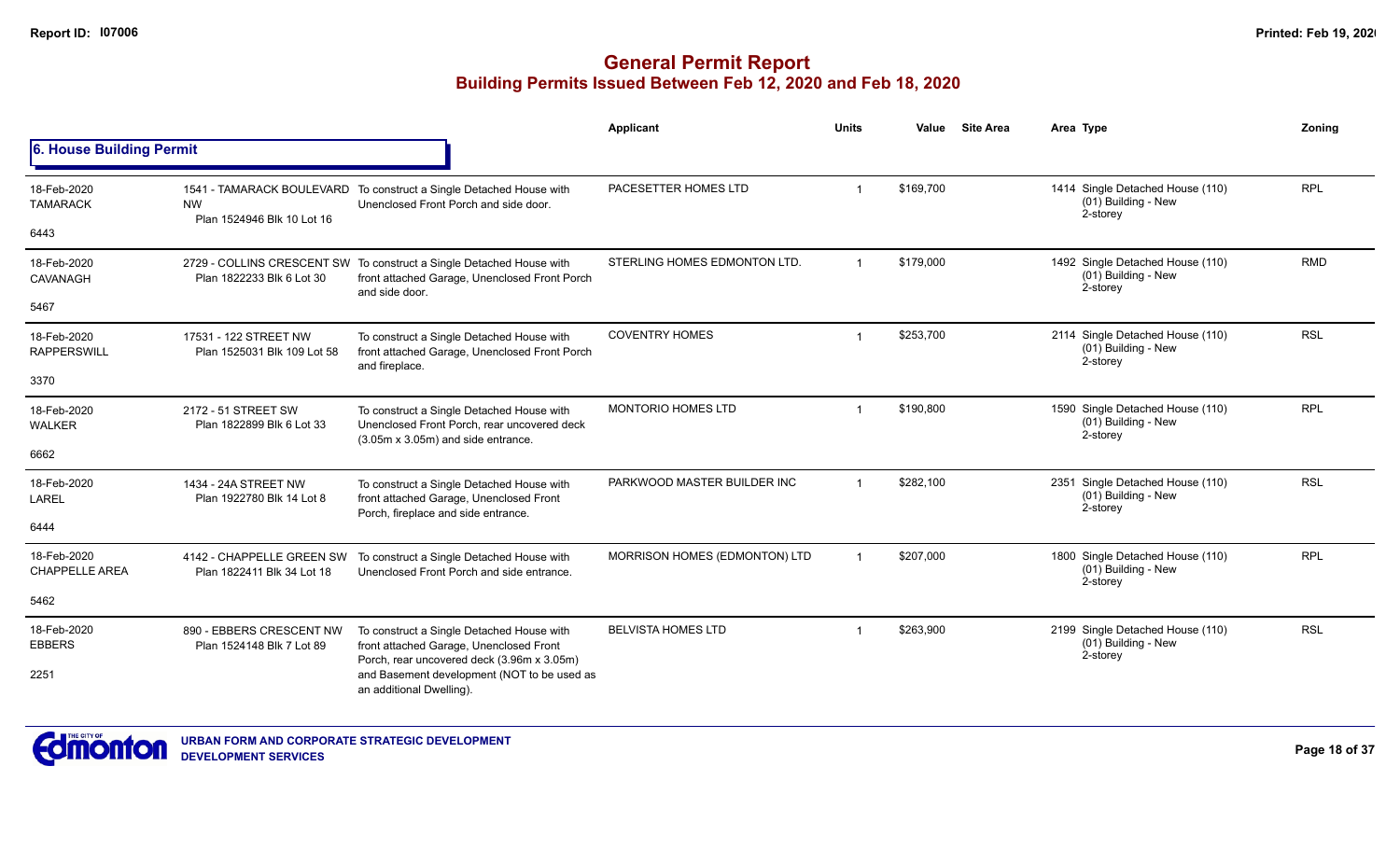# General Permit Report

## Building Permits Issued Between Feb 12, 2020 and Feb 18, 2020

### 6. House Building Permit

| Date / Neighbourhood / Code | Address / Legal | Description | Applicant | Units | Value | Site Area | Area | Type | Zoning |
|---|---|---|---|---|---|---|---|---|---|
| 18-Feb-2020 TAMARACK 6443 | 1541 - TAMARACK BOULEVARD NW Plan 1524946 Blk 10 Lot 16 | To construct a Single Detached House with Unenclosed Front Porch and side door. | PACESETTER HOMES LTD | 1 | $169,700 | | 1414 | Single Detached House (110) (01) Building - New 2-storey | RPL |
| 18-Feb-2020 CAVANAGH 5467 | 2729 - COLLINS CRESCENT SW Plan 1822233 Blk 6 Lot 30 | To construct a Single Detached House with front attached Garage, Unenclosed Front Porch and side door. | STERLING HOMES EDMONTON LTD. | 1 | $179,000 | | 1492 | Single Detached House (110) (01) Building - New 2-storey | RMD |
| 18-Feb-2020 RAPPERSWILL 3370 | 17531 - 122 STREET NW Plan 1525031 Blk 109 Lot 58 | To construct a Single Detached House with front attached Garage, Unenclosed Front Porch and fireplace. | COVENTRY HOMES | 1 | $253,700 | | 2114 | Single Detached House (110) (01) Building - New 2-storey | RSL |
| 18-Feb-2020 WALKER 6662 | 2172 - 51 STREET SW Plan 1822899 Blk 6 Lot 33 | To construct a Single Detached House with Unenclosed Front Porch, rear uncovered deck (3.05m x 3.05m) and side entrance. | MONTORIO HOMES LTD | 1 | $190,800 | | 1590 | Single Detached House (110) (01) Building - New 2-storey | RPL |
| 18-Feb-2020 LAREL 6444 | 1434 - 24A STREET NW Plan 1922780 Blk 14 Lot 8 | To construct a Single Detached House with front attached Garage, Unenclosed Front Porch, fireplace and side entrance. | PARKWOOD MASTER BUILDER INC | 1 | $282,100 | | 2351 | Single Detached House (110) (01) Building - New 2-storey | RSL |
| 18-Feb-2020 CHAPPELLE AREA 5462 | 4142 - CHAPPELLE GREEN SW Plan 1822411 Blk 34 Lot 18 | To construct a Single Detached House with Unenclosed Front Porch and side entrance. | MORRISON HOMES (EDMONTON) LTD | 1 | $207,000 | | 1800 | Single Detached House (110) (01) Building - New 2-storey | RPL |
| 18-Feb-2020 EBBERS 2251 | 890 - EBBERS CRESCENT NW Plan 1524148 Blk 7 Lot 89 | To construct a Single Detached House with front attached Garage, Unenclosed Front Porch, rear uncovered deck (3.96m x 3.05m) and Basement development (NOT to be used as an additional Dwelling). | BELVISTA HOMES LTD | 1 | $263,900 | | 2199 | Single Detached House (110) (01) Building - New 2-storey | RSL |

URBAN FORM AND CORPORATE STRATEGIC DEVELOPMENT
DEVELOPMENT SERVICES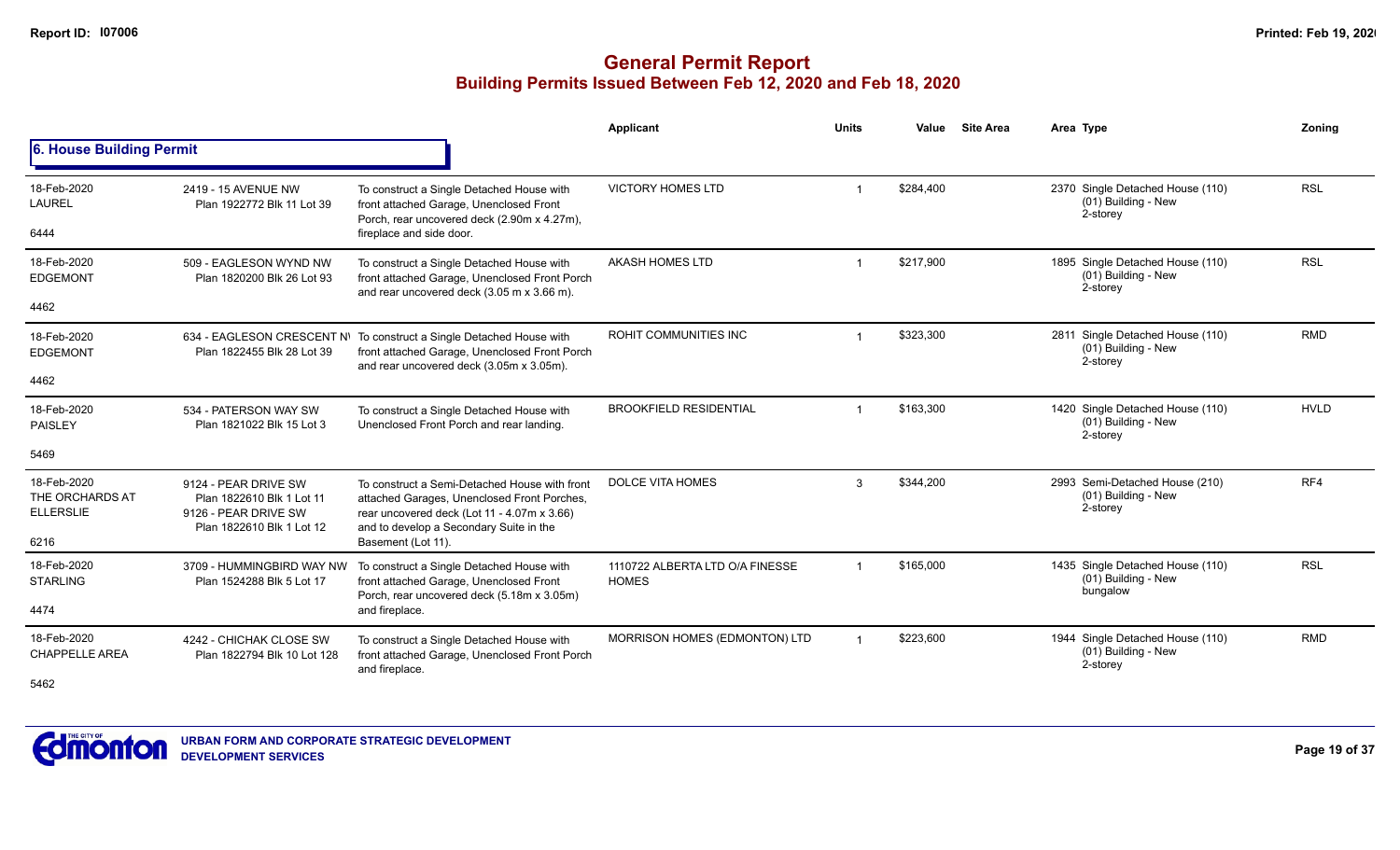# General Permit Report

## Building Permits Issued Between Feb 12, 2020 and Feb 18, 2020

### 6. House Building Permit

| Date / Neighbourhood | Address / Legal | Description | Applicant | Units | Value | Site Area | Area Type | Zoning |
|---|---|---|---|---|---|---|---|---|
| 18-Feb-2020 LAUREL 6444 | 2419 - 15 AVENUE NW Plan 1922772 Blk 11 Lot 39 | To construct a Single Detached House with front attached Garage, Unenclosed Front Porch, rear uncovered deck (2.90m x 4.27m), fireplace and side door. | VICTORY HOMES LTD | 1 | $284,400 | | 2370 Single Detached House (110) (01) Building - New 2-storey | RSL |
| 18-Feb-2020 EDGEMONT 4462 | 509 - EAGLESON WYND NW Plan 1820200 Blk 26 Lot 93 | To construct a Single Detached House with front attached Garage, Unenclosed Front Porch and rear uncovered deck (3.05 m x 3.66 m). | AKASH HOMES LTD | 1 | $217,900 | | 1895 Single Detached House (110) (01) Building - New 2-storey | RSL |
| 18-Feb-2020 EDGEMONT 4462 | 634 - EAGLESON CRESCENT NW Plan 1822455 Blk 28 Lot 39 | To construct a Single Detached House with front attached Garage, Unenclosed Front Porch and rear uncovered deck (3.05m x 3.05m). | ROHIT COMMUNITIES INC | 1 | $323,300 | | 2811 Single Detached House (110) (01) Building - New 2-storey | RMD |
| 18-Feb-2020 PAISLEY 5469 | 534 - PATERSON WAY SW Plan 1821022 Blk 15 Lot 3 | To construct a Single Detached House with Unenclosed Front Porch and rear landing. | BROOKFIELD RESIDENTIAL | 1 | $163,300 | | 1420 Single Detached House (110) (01) Building - New 2-storey | HVLD |
| 18-Feb-2020 THE ORCHARDS AT ELLERSLIE 6216 | 9124 - PEAR DRIVE SW Plan 1822610 Blk 1 Lot 11 9126 - PEAR DRIVE SW Plan 1822610 Blk 1 Lot 12 | To construct a Semi-Detached House with front attached Garages, Unenclosed Front Porches, rear uncovered deck (Lot 11 - 4.07m x 3.66) and to develop a Secondary Suite in the Basement (Lot 11). | DOLCE VITA HOMES | 3 | $344,200 | | 2993 Semi-Detached House (210) (01) Building - New 2-storey | RF4 |
| 18-Feb-2020 STARLING 4474 | 3709 - HUMMINGBIRD WAY NW Plan 1524288 Blk 5 Lot 17 | To construct a Single Detached House with front attached Garage, Unenclosed Front Porch, rear uncovered deck (5.18m x 3.05m) and fireplace. | 1110722 ALBERTA LTD O/A FINESSE HOMES | 1 | $165,000 | | 1435 Single Detached House (110) (01) Building - New bungalow | RSL |
| 18-Feb-2020 CHAPPELLE AREA 5462 | 4242 - CHICHAK CLOSE SW Plan 1822794 Blk 10 Lot 128 | To construct a Single Detached House with front attached Garage, Unenclosed Front Porch and fireplace. | MORRISON HOMES (EDMONTON) LTD | 1 | $223,600 | | 1944 Single Detached House (110) (01) Building - New 2-storey | RMD |

URBAN FORM AND CORPORATE STRATEGIC DEVELOPMENT
DEVELOPMENT SERVICES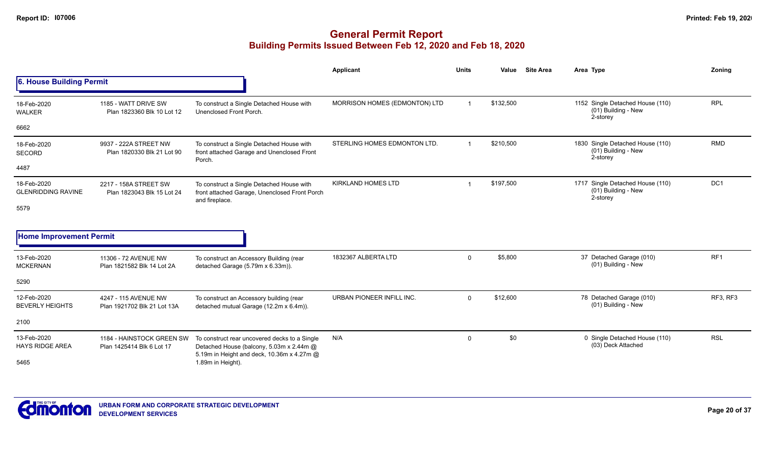# General Permit Report
## Building Permits Issued Between Feb 12, 2020 and Feb 18, 2020

### 6. House Building Permit

| Date / Neighbourhood | Address / Legal | Description | Applicant | Units | Value | Site Area | Area | Type | Zoning |
|---|---|---|---|---|---|---|---|---|---|
| 18-Feb-2020 WALKER 6662 | 1185 - WATT DRIVE SW Plan 1823360 Blk 10 Lot 12 | To construct a Single Detached House with Unenclosed Front Porch. | MORRISON HOMES (EDMONTON) LTD | 1 | $132,500 | | 1152 | Single Detached House (110) (01) Building - New 2-storey | RPL |
| 18-Feb-2020 SECORD 4487 | 9937 - 222A STREET NW Plan 1820330 Blk 21 Lot 90 | To construct a Single Detached House with front attached Garage and Unenclosed Front Porch. | STERLING HOMES EDMONTON LTD. | 1 | $210,500 | | 1830 | Single Detached House (110) (01) Building - New 2-storey | RMD |
| 18-Feb-2020 GLENRIDDING RAVINE 5579 | 2217 - 158A STREET SW Plan 1823043 Blk 15 Lot 24 | To construct a Single Detached House with front attached Garage, Unenclosed Front Porch and fireplace. | KIRKLAND HOMES LTD | 1 | $197,500 | | 1717 | Single Detached House (110) (01) Building - New 2-storey | DC1 |

### Home Improvement Permit

| Date / Neighbourhood | Address / Legal | Description | Applicant | Units | Value | Site Area | Area | Type | Zoning |
|---|---|---|---|---|---|---|---|---|---|
| 13-Feb-2020 MCKERNAN 5290 | 11306 - 72 AVENUE NW Plan 1821582 Blk 14 Lot 2A | To construct an Accessory Building (rear detached Garage (5.79m x 6.33m)). | 1832367 ALBERTA LTD | 0 | $5,800 | | 37 | Detached Garage (010) (01) Building - New | RF1 |
| 12-Feb-2020 BEVERLY HEIGHTS 2100 | 4247 - 115 AVENUE NW Plan 1921702 Blk 21 Lot 13A | To construct an Accessory building (rear detached mutual Garage (12.2m x 6.4m)). | URBAN PIONEER INFILL INC. | 0 | $12,600 | | 78 | Detached Garage (010) (01) Building - New | RF3, RF3 |
| 13-Feb-2020 HAYS RIDGE AREA 5465 | 1184 - HAINSTOCK GREEN SW Plan 1425414 Blk 6 Lot 17 | To construct rear uncovered decks to a Single Detached House (balcony, 5.03m x 2.44m @ 5.19m in Height and deck, 10.36m x 4.27m @ 1.89m in Height). | N/A | 0 | $0 | | 0 | Single Detached House (110) (03) Deck Attached | RSL |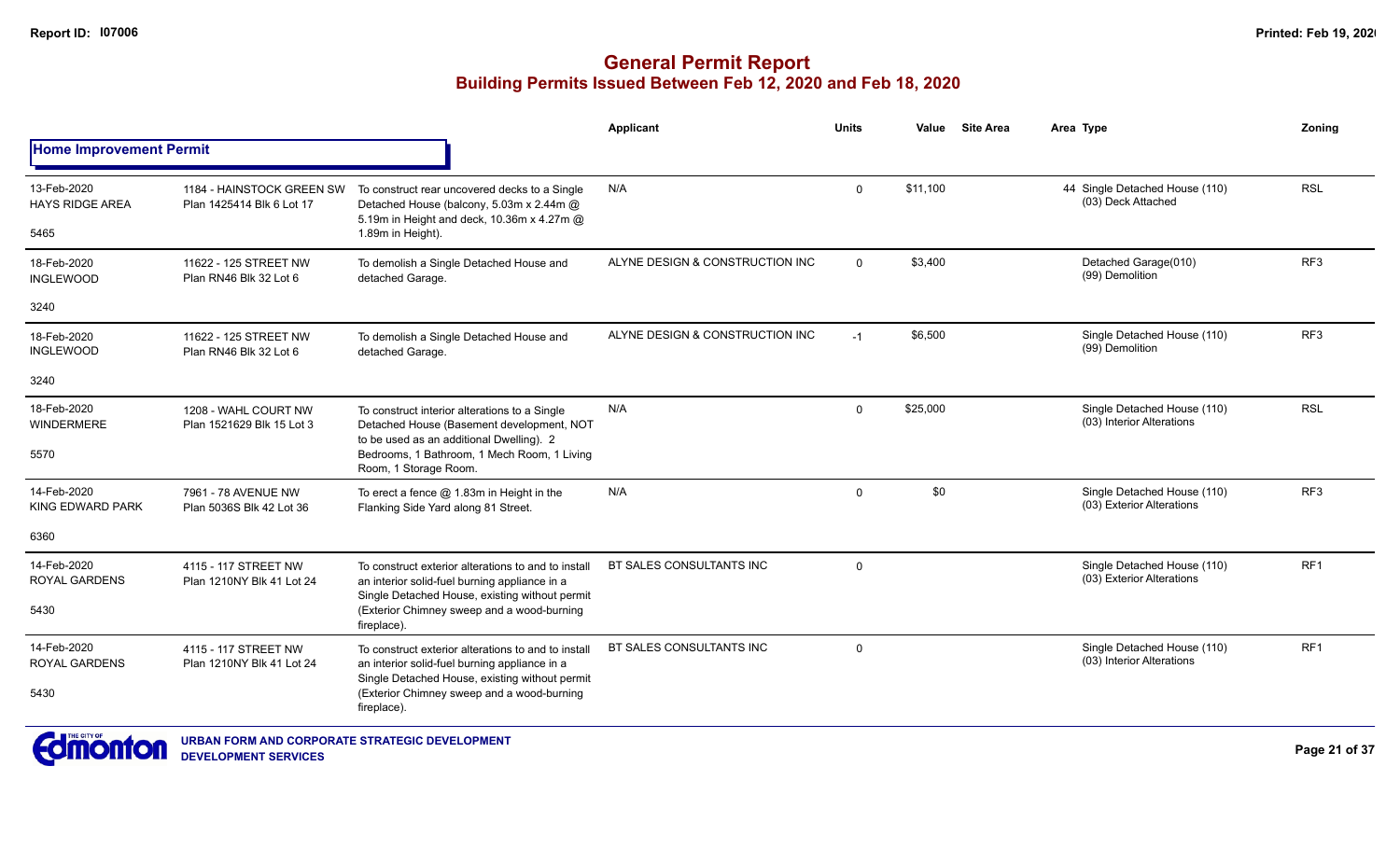# General Permit Report

## Building Permits Issued Between Feb 12, 2020 and Feb 18, 2020

### Home Improvement Permit

| Date / Neighbourhood | Address / Legal | Description | Applicant | Units | Value | Site Area | Area | Type | Zoning |
|---|---|---|---|---|---|---|---|---|---|
| 13-Feb-2020 HAYS RIDGE AREA 5465 | 1184 - HAINSTOCK GREEN SW Plan 1425414 Blk 6 Lot 17 | To construct rear uncovered decks to a Single Detached House (balcony, 5.03m x 2.44m @ 5.19m in Height and deck, 10.36m x 4.27m @ 1.89m in Height). | N/A | 0 | $11,100 | | 44 | Single Detached House (110) (03) Deck Attached | RSL |
| 18-Feb-2020 INGLEWOOD 3240 | 11622 - 125 STREET NW Plan RN46 Blk 32 Lot 6 | To demolish a Single Detached House and detached Garage. | ALYNE DESIGN & CONSTRUCTION INC | 0 | $3,400 | | | Detached Garage(010) (99) Demolition | RF3 |
| 18-Feb-2020 INGLEWOOD 3240 | 11622 - 125 STREET NW Plan RN46 Blk 32 Lot 6 | To demolish a Single Detached House and detached Garage. | ALYNE DESIGN & CONSTRUCTION INC | -1 | $6,500 | | | Single Detached House (110) (99) Demolition | RF3 |
| 18-Feb-2020 WINDERMERE 5570 | 1208 - WAHL COURT NW Plan 1521629 Blk 15 Lot 3 | To construct interior alterations to a Single Detached House (Basement development, NOT to be used as an additional Dwelling). 2 Bedrooms, 1 Bathroom, 1 Mech Room, 1 Living Room, 1 Storage Room. | N/A | 0 | $25,000 | | | Single Detached House (110) (03) Interior Alterations | RSL |
| 14-Feb-2020 KING EDWARD PARK 6360 | 7961 - 78 AVENUE NW Plan 5036S Blk 42 Lot 36 | To erect a fence @ 1.83m in Height in the Flanking Side Yard along 81 Street. | N/A | 0 | $0 | | | Single Detached House (110) (03) Exterior Alterations | RF3 |
| 14-Feb-2020 ROYAL GARDENS 5430 | 4115 - 117 STREET NW Plan 1210NY Blk 41 Lot 24 | To construct exterior alterations to and to install an interior solid-fuel burning appliance in a Single Detached House, existing without permit (Exterior Chimney sweep and a wood-burning fireplace). | BT SALES CONSULTANTS INC | 0 | | | | Single Detached House (110) (03) Exterior Alterations | RF1 |
| 14-Feb-2020 ROYAL GARDENS 5430 | 4115 - 117 STREET NW Plan 1210NY Blk 41 Lot 24 | To construct exterior alterations to and to install an interior solid-fuel burning appliance in a Single Detached House, existing without permit (Exterior Chimney sweep and a wood-burning fireplace). | BT SALES CONSULTANTS INC | 0 | | | | Single Detached House (110) (03) Interior Alterations | RF1 |

URBAN FORM AND CORPORATE STRATEGIC DEVELOPMENT
DEVELOPMENT SERVICES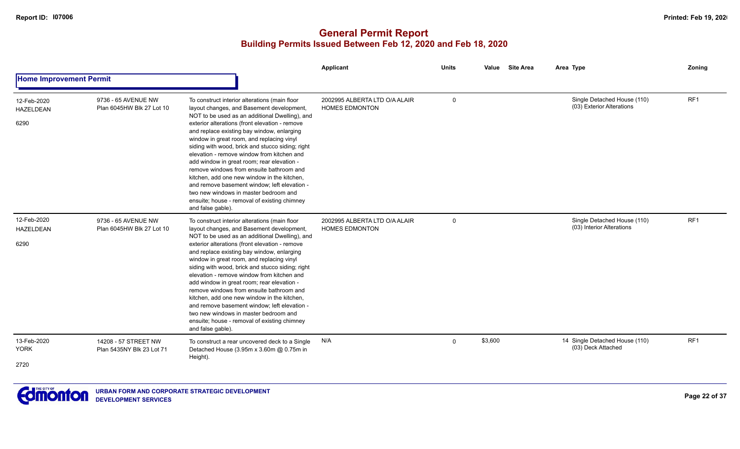# General Permit Report

## Building Permits Issued Between Feb 12, 2020 and Feb 18, 2020

### Home Improvement Permit

| Date / Neighbourhood | Address / Legal | Description | Applicant | Units | Value | Site Area | Area Type | Zoning |
|---|---|---|---|---|---|---|---|---|
| 12-Feb-2020 HAZELDEAN 6290 | 9736 - 65 AVENUE NW Plan 6045HW Blk 27 Lot 10 | To construct interior alterations (main floor layout changes, and Basement development, NOT to be used as an additional Dwelling), and exterior alterations (front elevation - remove and replace existing bay window, enlarging window in great room, and replacing vinyl siding with wood, brick and stucco siding; right elevation - remove window from kitchen and add window in great room; rear elevation - remove windows from ensuite bathroom and kitchen, add one new window in the kitchen, and remove basement window; left elevation - two new windows in master bedroom and ensuite; house - removal of existing chimney and false gable). | 2002995 ALBERTA LTD O/A ALAIR HOMES EDMONTON | 0 | | | Single Detached House (110) (03) Exterior Alterations | RF1 |
| 12-Feb-2020 HAZELDEAN 6290 | 9736 - 65 AVENUE NW Plan 6045HW Blk 27 Lot 10 | To construct interior alterations (main floor layout changes, and Basement development, NOT to be used as an additional Dwelling), and exterior alterations (front elevation - remove and replace existing bay window, enlarging window in great room, and replacing vinyl siding with wood, brick and stucco siding; right elevation - remove window from kitchen and add window in great room; rear elevation - remove windows from ensuite bathroom and kitchen, add one new window in the kitchen, and remove basement window; left elevation - two new windows in master bedroom and ensuite; house - removal of existing chimney and false gable). | 2002995 ALBERTA LTD O/A ALAIR HOMES EDMONTON | 0 | | | Single Detached House (110) (03) Interior Alterations | RF1 |
| 13-Feb-2020 YORK 2720 | 14208 - 57 STREET NW Plan 5435NY Blk 23 Lot 71 | To construct a rear uncovered deck to a Single Detached House (3.95m x 3.60m @ 0.75m in Height). | N/A | 0 | $3,600 | | 14 Single Detached House (110) (03) Deck Attached | RF1 |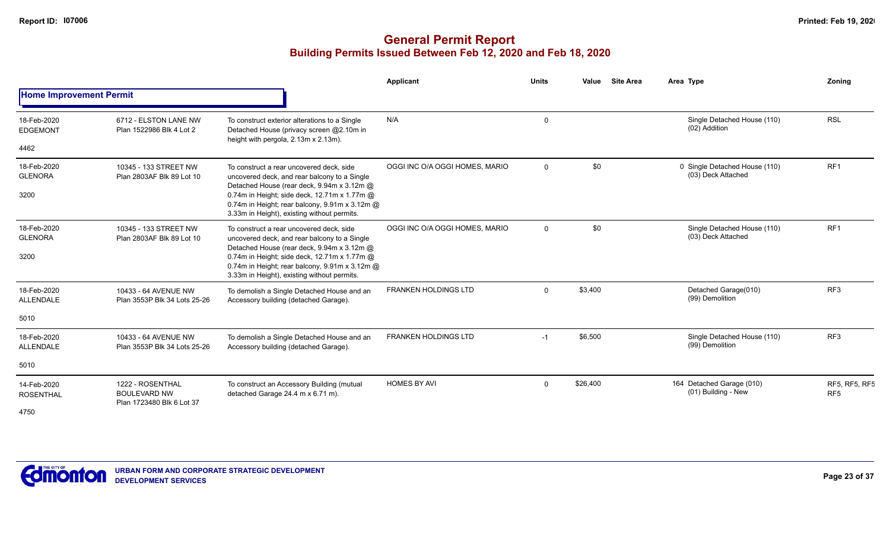# General Permit Report

## Building Permits Issued Between Feb 12, 2020 and Feb 18, 2020

| | | | Applicant | Units | Value | Site Area | Area | Type | Zoning |
|---|---|---|---|---|---|---|---|---|---|
| **Home Improvement Permit** | | | | | | | | | |
| 18-Feb-2020 EDGEMONT 4462 | 6712 - ELSTON LANE NW Plan 1522986 Blk 4 Lot 2 | To construct exterior alterations to a Single Detached House (privacy screen @2.10m in height with pergola, 2.13m x 2.13m). | N/A | 0 | | | | Single Detached House (110) (02) Addition | RSL |
| 18-Feb-2020 GLENORA 3200 | 10345 - 133 STREET NW Plan 2803AF Blk 89 Lot 10 | To construct a rear uncovered deck, side uncovered deck, and rear balcony to a Single Detached House (rear deck, 9.94m x 3.12m @ 0.74m in Height; side deck, 12.71m x 1.77m @ 0.74m in Height; rear balcony, 9.91m x 3.12m @ 3.33m in Height), existing without permits. | OGGI INC O/A OGGI HOMES, MARIO | 0 | $0 | | 0 | Single Detached House (110) (03) Deck Attached | RF1 |
| 18-Feb-2020 GLENORA 3200 | 10345 - 133 STREET NW Plan 2803AF Blk 89 Lot 10 | To construct a rear uncovered deck, side uncovered deck, and rear balcony to a Single Detached House (rear deck, 9.94m x 3.12m @ 0.74m in Height; side deck, 12.71m x 1.77m @ 0.74m in Height; rear balcony, 9.91m x 3.12m @ 3.33m in Height), existing without permits. | OGGI INC O/A OGGI HOMES, MARIO | 0 | $0 | | | Single Detached House (110) (03) Deck Attached | RF1 |
| 18-Feb-2020 ALLENDALE 5010 | 10433 - 64 AVENUE NW Plan 3553P Blk 34 Lots 25-26 | To demolish a Single Detached House and an Accessory building (detached Garage). | FRANKEN HOLDINGS LTD | 0 | $3,400 | | | Detached Garage(010) (99) Demolition | RF3 |
| 18-Feb-2020 ALLENDALE 5010 | 10433 - 64 AVENUE NW Plan 3553P Blk 34 Lots 25-26 | To demolish a Single Detached House and an Accessory building (detached Garage). | FRANKEN HOLDINGS LTD | -1 | $6,500 | | | Single Detached House (110) (99) Demolition | RF3 |
| 14-Feb-2020 ROSENTHAL 4750 | 1222 - ROSENTHAL BOULEVARD NW Plan 1723480 Blk 6 Lot 37 | To construct an Accessory Building (mutual detached Garage 24.4 m x 6.71 m). | HOMES BY AVI | 0 | $26,400 | | 164 | Detached Garage (010) (01) Building - New | RF5, RF5, RF5 RF5 |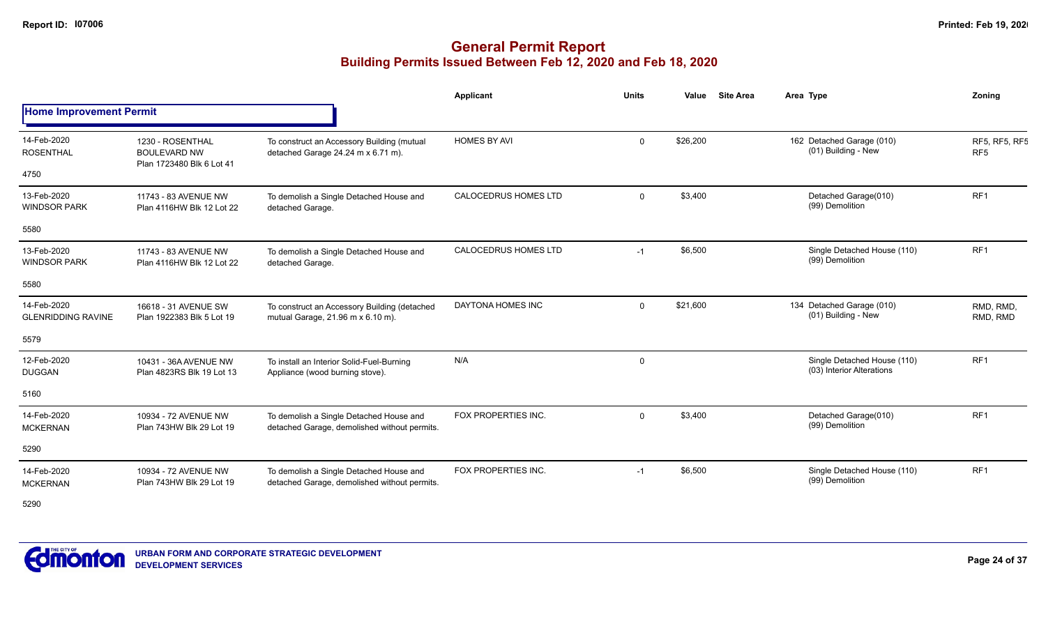# General Permit Report
## Building Permits Issued Between Feb 12, 2020 and Feb 18, 2020

**Home Improvement Permit**

| | | | Applicant | Units | Value | Site Area | Area Type | Zoning |
|---|---|---|---|---|---|---|---|---|
| 14-Feb-2020 ROSENTHAL 4750 | 1230 - ROSENTHAL BOULEVARD NW Plan 1723480 Blk 6 Lot 41 | To construct an Accessory Building (mutual detached Garage 24.24 m x 6.71 m). | HOMES BY AVI | 0 | $26,200 | | 162 Detached Garage (010) (01) Building - New | RF5, RF5, RF5 RF5 |
| 13-Feb-2020 WINDSOR PARK 5580 | 11743 - 83 AVENUE NW Plan 4116HW Blk 12 Lot 22 | To demolish a Single Detached House and detached Garage. | CALOCEDRUS HOMES LTD | 0 | $3,400 | | Detached Garage(010) (99) Demolition | RF1 |
| 13-Feb-2020 WINDSOR PARK 5580 | 11743 - 83 AVENUE NW Plan 4116HW Blk 12 Lot 22 | To demolish a Single Detached House and detached Garage. | CALOCEDRUS HOMES LTD | -1 | $6,500 | | Single Detached House (110) (99) Demolition | RF1 |
| 14-Feb-2020 GLENRIDDING RAVINE 5579 | 16618 - 31 AVENUE SW Plan 1922383 Blk 5 Lot 19 | To construct an Accessory Building (detached mutual Garage, 21.96 m x 6.10 m). | DAYTONA HOMES INC | 0 | $21,600 | | 134 Detached Garage (010) (01) Building - New | RMD, RMD, RMD, RMD |
| 12-Feb-2020 DUGGAN 5160 | 10431 - 36A AVENUE NW Plan 4823RS Blk 19 Lot 13 | To install an Interior Solid-Fuel-Burning Appliance (wood burning stove). | N/A | 0 | | | Single Detached House (110) (03) Interior Alterations | RF1 |
| 14-Feb-2020 MCKERNAN 5290 | 10934 - 72 AVENUE NW Plan 743HW Blk 29 Lot 19 | To demolish a Single Detached House and detached Garage, demolished without permits. | FOX PROPERTIES INC. | 0 | $3,400 | | Detached Garage(010) (99) Demolition | RF1 |
| 14-Feb-2020 MCKERNAN 5290 | 10934 - 72 AVENUE NW Plan 743HW Blk 29 Lot 19 | To demolish a Single Detached House and detached Garage, demolished without permits. | FOX PROPERTIES INC. | -1 | $6,500 | | Single Detached House (110) (99) Demolition | RF1 |

URBAN FORM AND CORPORATE STRATEGIC DEVELOPMENT
DEVELOPMENT SERVICES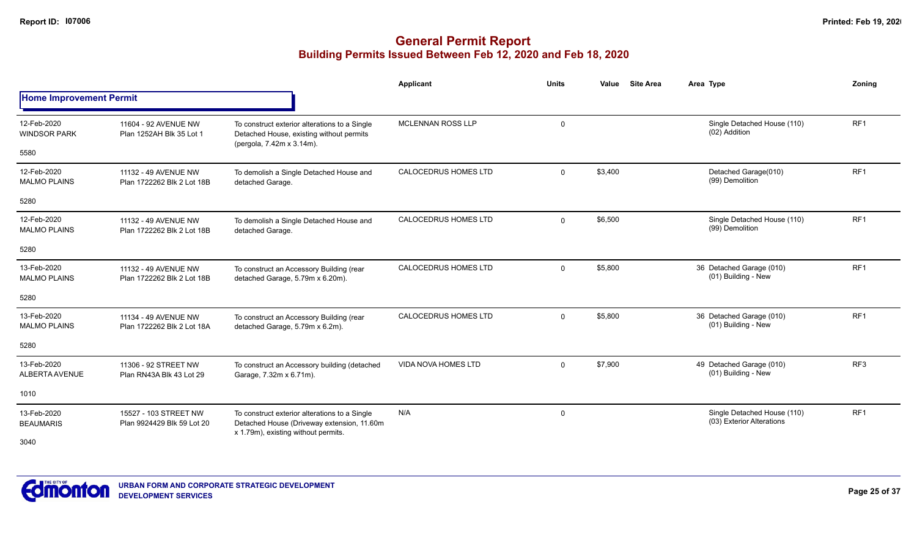# General Permit Report
## Building Permits Issued Between Feb 12, 2020 and Feb 18, 2020

| | | | Applicant | Units | Value | Site Area | Area | Type | Zoning |
|---|---|---|---|---|---|---|---|---|---|
| **Home Improvement Permit** | | | | | | | | | |
| 12-Feb-2020 WINDSOR PARK 5580 | 11604 - 92 AVENUE NW Plan 1252AH Blk 35 Lot 1 | To construct exterior alterations to a Single Detached House, existing without permits (pergola, 7.42m x 3.14m). | MCLENNAN ROSS LLP | 0 | | | | Single Detached House (110) (02) Addition | RF1 |
| 12-Feb-2020 MALMO PLAINS 5280 | 11132 - 49 AVENUE NW Plan 1722262 Blk 2 Lot 18B | To demolish a Single Detached House and detached Garage. | CALOCEDRUS HOMES LTD | 0 | $3,400 | | | Detached Garage(010) (99) Demolition | RF1 |
| 12-Feb-2020 MALMO PLAINS 5280 | 11132 - 49 AVENUE NW Plan 1722262 Blk 2 Lot 18B | To demolish a Single Detached House and detached Garage. | CALOCEDRUS HOMES LTD | 0 | $6,500 | | | Single Detached House (110) (99) Demolition | RF1 |
| 13-Feb-2020 MALMO PLAINS 5280 | 11132 - 49 AVENUE NW Plan 1722262 Blk 2 Lot 18B | To construct an Accessory Building (rear detached Garage, 5.79m x 6.20m). | CALOCEDRUS HOMES LTD | 0 | $5,800 | | 36 | Detached Garage (010) (01) Building - New | RF1 |
| 13-Feb-2020 MALMO PLAINS 5280 | 11134 - 49 AVENUE NW Plan 1722262 Blk 2 Lot 18A | To construct an Accessory Building (rear detached Garage, 5.79m x 6.2m). | CALOCEDRUS HOMES LTD | 0 | $5,800 | | 36 | Detached Garage (010) (01) Building - New | RF1 |
| 13-Feb-2020 ALBERTA AVENUE 1010 | 11306 - 92 STREET NW Plan RN43A Blk 43 Lot 29 | To construct an Accessory building (detached Garage, 7.32m x 6.71m). | VIDA NOVA HOMES LTD | 0 | $7,900 | | 49 | Detached Garage (010) (01) Building - New | RF3 |
| 13-Feb-2020 BEAUMARIS 3040 | 15527 - 103 STREET NW Plan 9924429 Blk 59 Lot 20 | To construct exterior alterations to a Single Detached House (Driveway extension, 11.60m x 1.79m), existing without permits. | N/A | 0 | | | | Single Detached House (110) (03) Exterior Alterations | RF1 |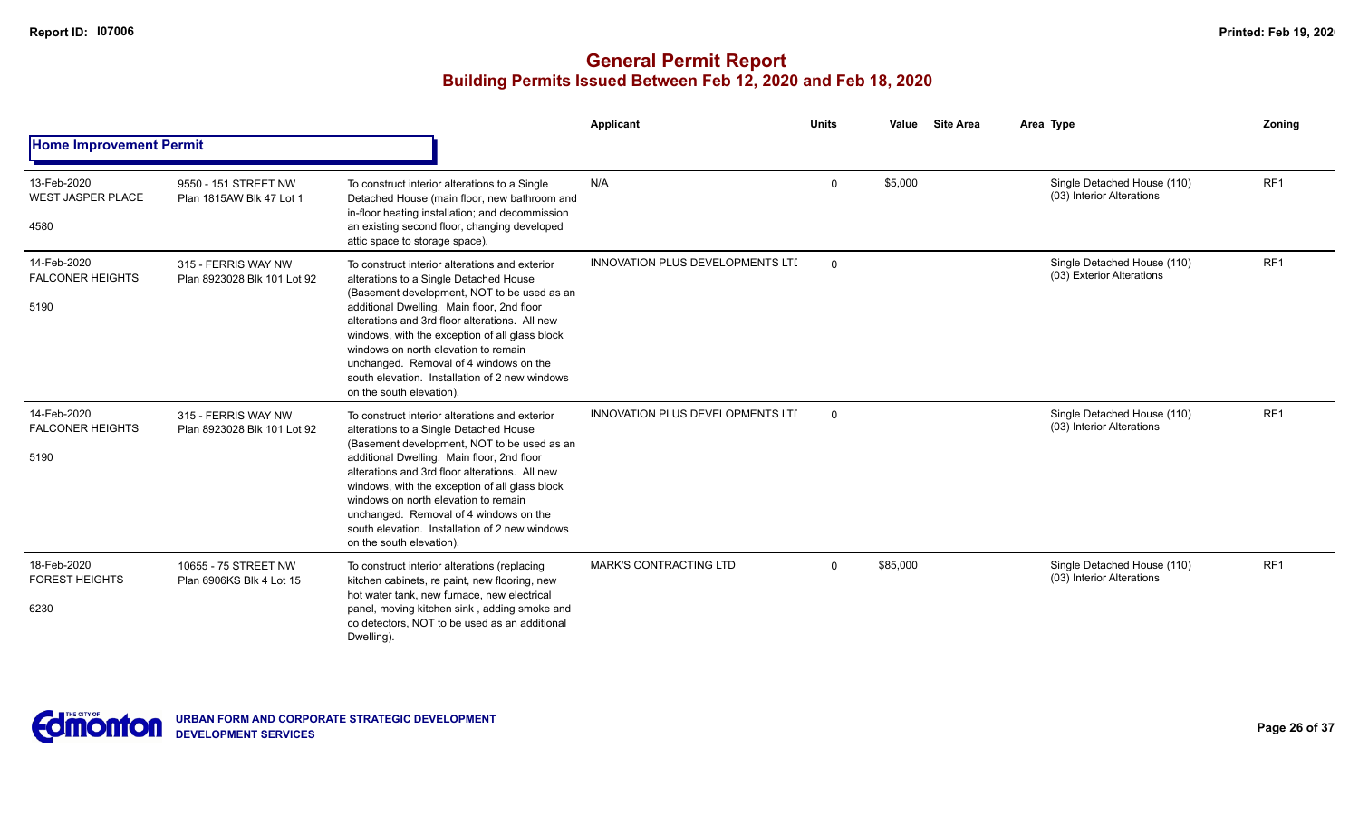# General Permit Report

## Building Permits Issued Between Feb 12, 2020 and Feb 18, 2020

| | | | Applicant | Units | Value | Site Area | Area Type | Zoning |
|---|---|---|---|---|---|---|---|---|
| **Home Improvement Permit** | | | | | | | | |
| 13-Feb-2020 WEST JASPER PLACE 4580 | 9550 - 151 STREET NW Plan 1815AW Blk 47 Lot 1 | To construct interior alterations to a Single Detached House (main floor, new bathroom and in-floor heating installation; and decommission an existing second floor, changing developed attic space to storage space). | N/A | 0 | $5,000 | | Single Detached House (110) (03) Interior Alterations | RF1 |
| 14-Feb-2020 FALCONER HEIGHTS 5190 | 315 - FERRIS WAY NW Plan 8923028 Blk 101 Lot 92 | To construct interior alterations and exterior alterations to a Single Detached House (Basement development, NOT to be used as an additional Dwelling. Main floor, 2nd floor alterations and 3rd floor alterations. All new windows, with the exception of all glass block windows on north elevation to remain unchanged. Removal of 4 windows on the south elevation. Installation of 2 new windows on the south elevation). | INNOVATION PLUS DEVELOPMENTS LTI | 0 | | | Single Detached House (110) (03) Exterior Alterations | RF1 |
| 14-Feb-2020 FALCONER HEIGHTS 5190 | 315 - FERRIS WAY NW Plan 8923028 Blk 101 Lot 92 | To construct interior alterations and exterior alterations to a Single Detached House (Basement development, NOT to be used as an additional Dwelling. Main floor, 2nd floor alterations and 3rd floor alterations. All new windows, with the exception of all glass block windows on north elevation to remain unchanged. Removal of 4 windows on the south elevation. Installation of 2 new windows on the south elevation). | INNOVATION PLUS DEVELOPMENTS LTI | 0 | | | Single Detached House (110) (03) Interior Alterations | RF1 |
| 18-Feb-2020 FOREST HEIGHTS 6230 | 10655 - 75 STREET NW Plan 6906KS Blk 4 Lot 15 | To construct interior alterations (replacing kitchen cabinets, re paint, new flooring, new hot water tank, new furnace, new electrical panel, moving kitchen sink , adding smoke and co detectors, NOT to be used as an additional Dwelling). | MARK'S CONTRACTING LTD | 0 | $85,000 | | Single Detached House (110) (03) Interior Alterations | RF1 |

**URBAN FORM AND CORPORATE STRATEGIC DEVELOPMENT**
**DEVELOPMENT SERVICES**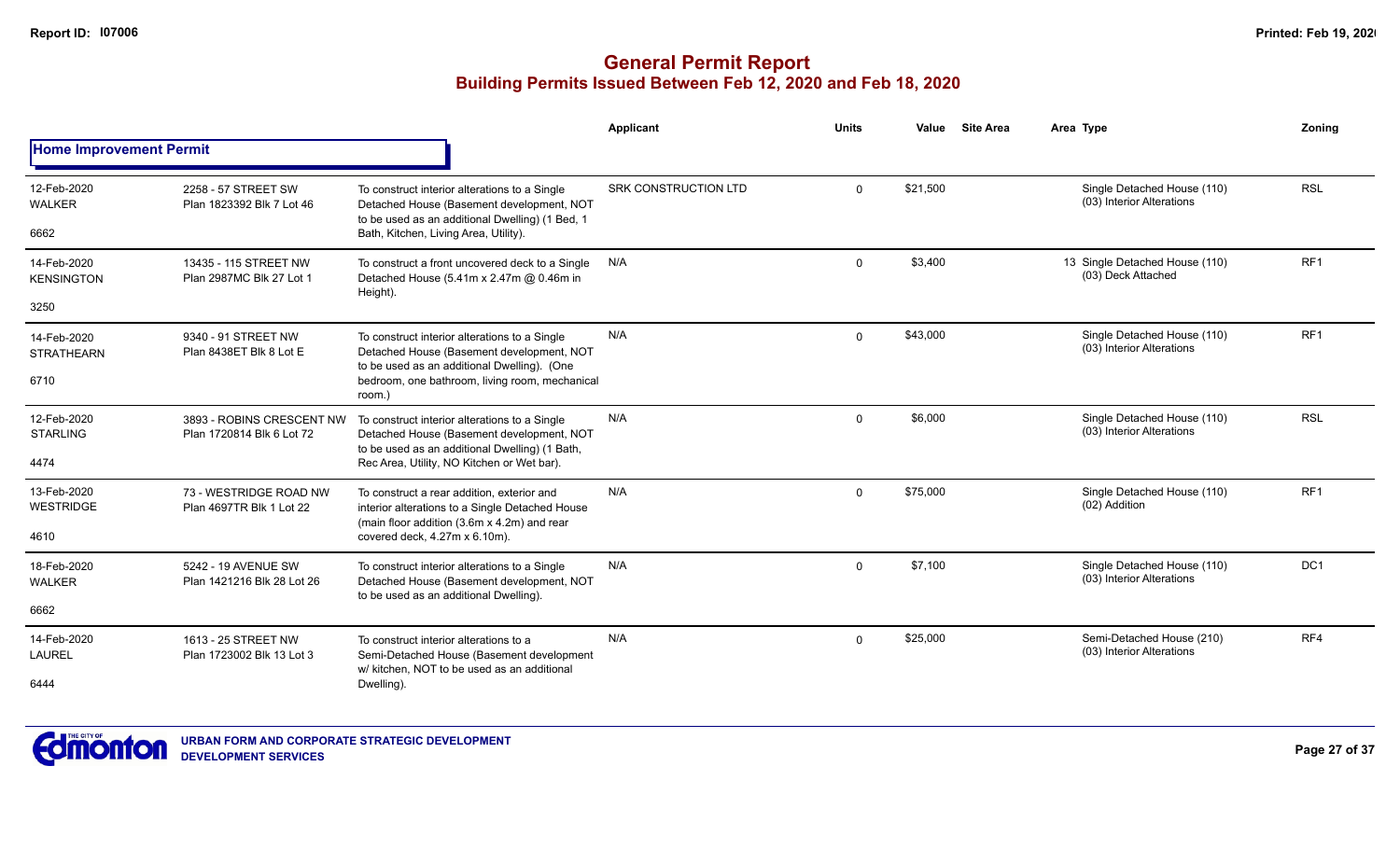# General Permit Report
## Building Permits Issued Between Feb 12, 2020 and Feb 18, 2020

### Home Improvement Permit

| Date / Neighbourhood / No. | Address / Legal | Description | Applicant | Units | Value | Site Area | Area Type | Zoning |
|---|---|---|---|---|---|---|---|---|
| 12-Feb-2020 WALKER 6662 | 2258 - 57 STREET SW Plan 1823392 Blk 7 Lot 46 | To construct interior alterations to a Single Detached House (Basement development, NOT to be used as an additional Dwelling) (1 Bed, 1 Bath, Kitchen, Living Area, Utility). | SRK CONSTRUCTION LTD | 0 | $21,500 | | Single Detached House (110) (03) Interior Alterations | RSL |
| 14-Feb-2020 KENSINGTON 3250 | 13435 - 115 STREET NW Plan 2987MC Blk 27 Lot 1 | To construct a front uncovered deck to a Single Detached House (5.41m x 2.47m @ 0.46m in Height). | N/A | 0 | $3,400 | 13 | Single Detached House (110) (03) Deck Attached | RF1 |
| 14-Feb-2020 STRATHEARN 6710 | 9340 - 91 STREET NW Plan 8438ET Blk 8 Lot E | To construct interior alterations to a Single Detached House (Basement development, NOT to be used as an additional Dwelling). (One bedroom, one bathroom, living room, mechanical room.) | N/A | 0 | $43,000 | | Single Detached House (110) (03) Interior Alterations | RF1 |
| 12-Feb-2020 STARLING 4474 | 3893 - ROBINS CRESCENT NW Plan 1720814 Blk 6 Lot 72 | To construct interior alterations to a Single Detached House (Basement development, NOT to be used as an additional Dwelling) (1 Bath, Rec Area, Utility, NO Kitchen or Wet bar). | N/A | 0 | $6,000 | | Single Detached House (110) (03) Interior Alterations | RSL |
| 13-Feb-2020 WESTRIDGE 4610 | 73 - WESTRIDGE ROAD NW Plan 4697TR Blk 1 Lot 22 | To construct a rear addition, exterior and interior alterations to a Single Detached House (main floor addition (3.6m x 4.2m) and rear covered deck, 4.27m x 6.10m). | N/A | 0 | $75,000 | | Single Detached House (110) (02) Addition | RF1 |
| 18-Feb-2020 WALKER 6662 | 5242 - 19 AVENUE SW Plan 1421216 Blk 28 Lot 26 | To construct interior alterations to a Single Detached House (Basement development, NOT to be used as an additional Dwelling). | N/A | 0 | $7,100 | | Single Detached House (110) (03) Interior Alterations | DC1 |
| 14-Feb-2020 LAUREL 6444 | 1613 - 25 STREET NW Plan 1723002 Blk 13 Lot 3 | To construct interior alterations to a Semi-Detached House (Basement development w/ kitchen, NOT to be used as an additional Dwelling). | N/A | 0 | $25,000 | | Semi-Detached House (210) (03) Interior Alterations | RF4 |

URBAN FORM AND CORPORATE STRATEGIC DEVELOPMENT
DEVELOPMENT SERVICES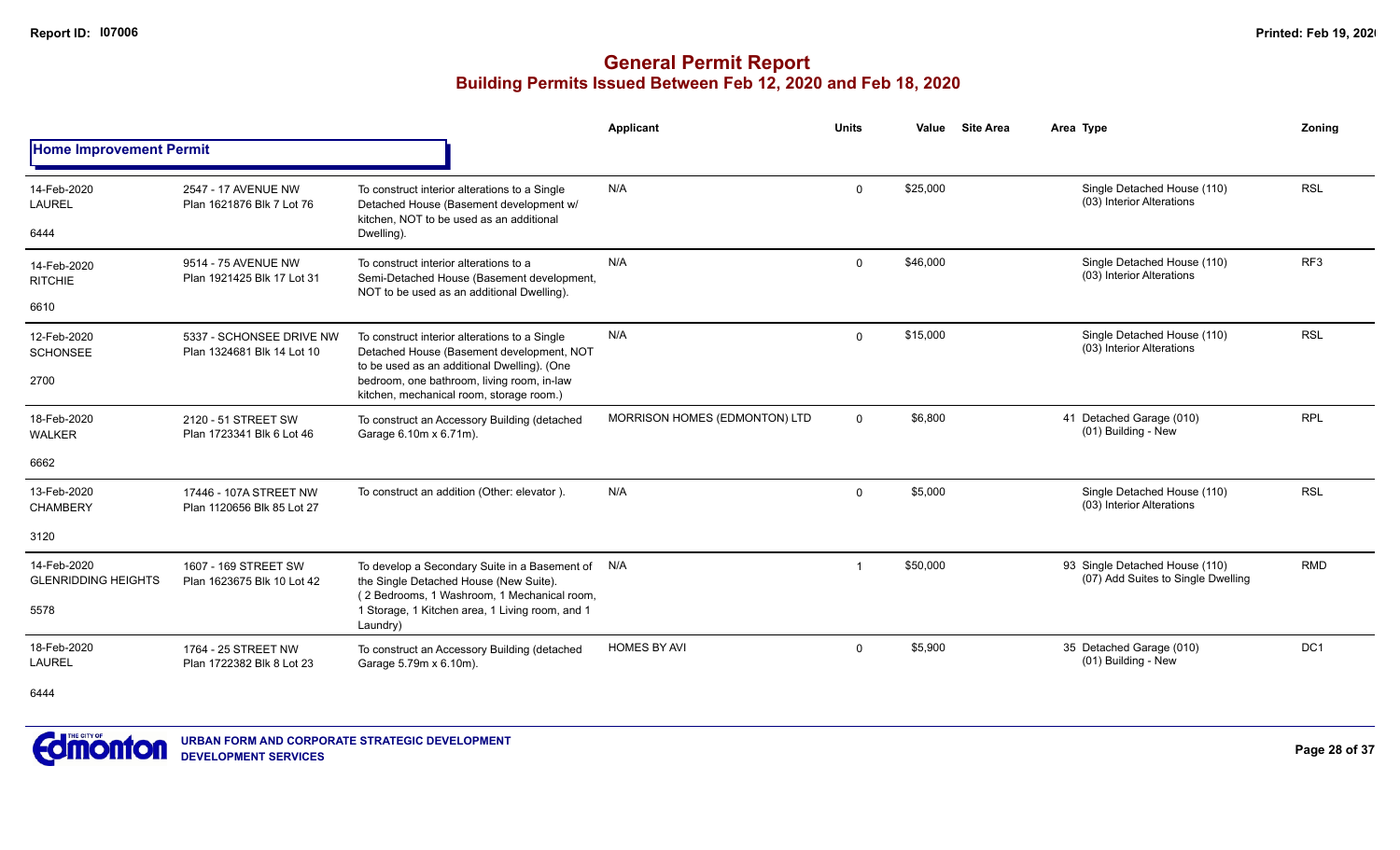# General Permit Report
## Building Permits Issued Between Feb 12, 2020 and Feb 18, 2020

### Home Improvement Permit

| Date / Neighbourhood | Address / Legal | Description | Applicant | Units | Value | Site Area | Area Type | Zoning |
|---|---|---|---|---|---|---|---|---|
| 14-Feb-2020 LAUREL 6444 | 2547 - 17 AVENUE NW Plan 1621876 Blk 7 Lot 76 | To construct interior alterations to a Single Detached House (Basement development w/ kitchen, NOT to be used as an additional Dwelling). | N/A | 0 | $25,000 | | Single Detached House (110) (03) Interior Alterations | RSL |
| 14-Feb-2020 RITCHIE 6610 | 9514 - 75 AVENUE NW Plan 1921425 Blk 17 Lot 31 | To construct interior alterations to a Semi-Detached House (Basement development, NOT to be used as an additional Dwelling). | N/A | 0 | $46,000 | | Single Detached House (110) (03) Interior Alterations | RF3 |
| 12-Feb-2020 SCHONSEE 2700 | 5337 - SCHONSEE DRIVE NW Plan 1324681 Blk 14 Lot 10 | To construct interior alterations to a Single Detached House (Basement development, NOT to be used as an additional Dwelling). (One bedroom, one bathroom, living room, in-law kitchen, mechanical room, storage room.) | N/A | 0 | $15,000 | | Single Detached House (110) (03) Interior Alterations | RSL |
| 18-Feb-2020 WALKER 6662 | 2120 - 51 STREET SW Plan 1723341 Blk 6 Lot 46 | To construct an Accessory Building (detached Garage 6.10m x 6.71m). | MORRISON HOMES (EDMONTON) LTD | 0 | $6,800 | 41 | Detached Garage (010) (01) Building - New | RPL |
| 13-Feb-2020 CHAMBERY 3120 | 17446 - 107A STREET NW Plan 1120656 Blk 85 Lot 27 | To construct an addition (Other: elevator ). | N/A | 0 | $5,000 | | Single Detached House (110) (03) Interior Alterations | RSL |
| 14-Feb-2020 GLENRIDDING HEIGHTS 5578 | 1607 - 169 STREET SW Plan 1623675 Blk 10 Lot 42 | To develop a Secondary Suite in a Basement of the Single Detached House (New Suite). ( 2 Bedrooms, 1 Washroom, 1 Mechanical room, 1 Storage, 1 Kitchen area, 1 Living room, and 1 Laundry) | N/A | 1 | $50,000 | 93 | Single Detached House (110) (07) Add Suites to Single Dwelling | RMD |
| 18-Feb-2020 LAUREL 6444 | 1764 - 25 STREET NW Plan 1722382 Blk 8 Lot 23 | To construct an Accessory Building (detached Garage 5.79m x 6.10m). | HOMES BY AVI | 0 | $5,900 | 35 | Detached Garage (010) (01) Building - New | DC1 |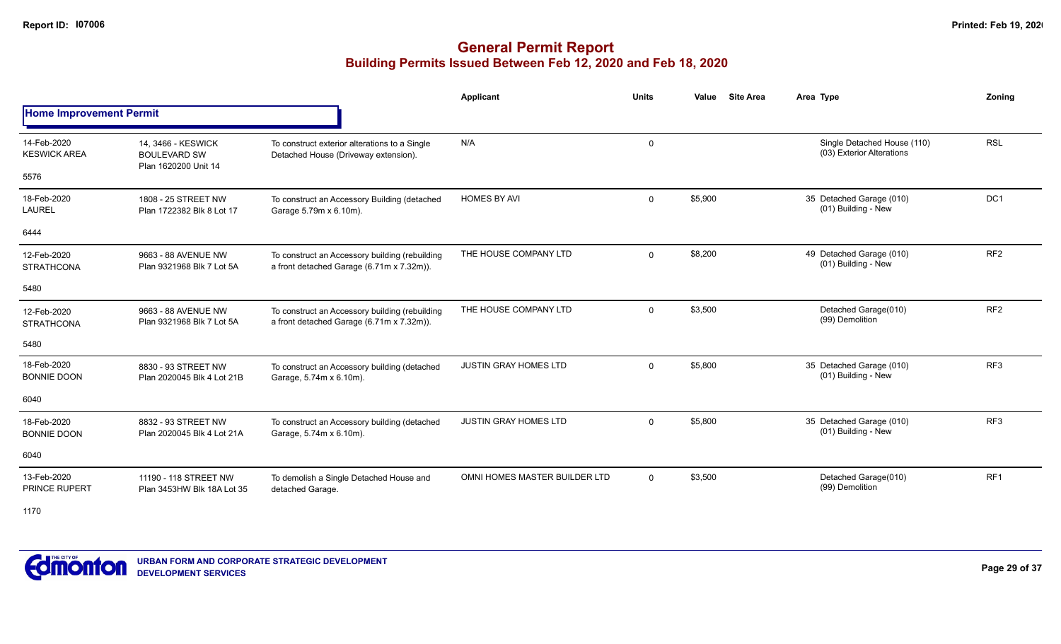# General Permit Report
## Building Permits Issued Between Feb 12, 2020 and Feb 18, 2020

### Home Improvement Permit

| Date / Neighbourhood | Address / Legal | Description | Applicant | Units | Value | Site Area | Area | Type | Zoning |
|---|---|---|---|---|---|---|---|---|---|
| 14-Feb-2020 KESWICK AREA 5576 | 14, 3466 - KESWICK BOULEVARD SW Plan 1620200 Unit 14 | To construct exterior alterations to a Single Detached House (Driveway extension). | N/A | 0 | | | | Single Detached House (110) (03) Exterior Alterations | RSL |
| 18-Feb-2020 LAUREL 6444 | 1808 - 25 STREET NW Plan 1722382 Blk 8 Lot 17 | To construct an Accessory Building (detached Garage 5.79m x 6.10m). | HOMES BY AVI | 0 | $5,900 | | 35 | Detached Garage (010) (01) Building - New | DC1 |
| 12-Feb-2020 STRATHCONA 5480 | 9663 - 88 AVENUE NW Plan 9321968 Blk 7 Lot 5A | To construct an Accessory building (rebuilding a front detached Garage (6.71m x 7.32m)). | THE HOUSE COMPANY LTD | 0 | $8,200 | | 49 | Detached Garage (010) (01) Building - New | RF2 |
| 12-Feb-2020 STRATHCONA 5480 | 9663 - 88 AVENUE NW Plan 9321968 Blk 7 Lot 5A | To construct an Accessory building (rebuilding a front detached Garage (6.71m x 7.32m)). | THE HOUSE COMPANY LTD | 0 | $3,500 | | | Detached Garage(010) (99) Demolition | RF2 |
| 18-Feb-2020 BONNIE DOON 6040 | 8830 - 93 STREET NW Plan 2020045 Blk 4 Lot 21B | To construct an Accessory building (detached Garage, 5.74m x 6.10m). | JUSTIN GRAY HOMES LTD | 0 | $5,800 | | 35 | Detached Garage (010) (01) Building - New | RF3 |
| 18-Feb-2020 BONNIE DOON 6040 | 8832 - 93 STREET NW Plan 2020045 Blk 4 Lot 21A | To construct an Accessory building (detached Garage, 5.74m x 6.10m). | JUSTIN GRAY HOMES LTD | 0 | $5,800 | | 35 | Detached Garage (010) (01) Building - New | RF3 |
| 13-Feb-2020 PRINCE RUPERT 1170 | 11190 - 118 STREET NW Plan 3453HW Blk 18A Lot 35 | To demolish a Single Detached House and detached Garage. | OMNI HOMES MASTER BUILDER LTD | 0 | $3,500 | | | Detached Garage(010) (99) Demolition | RF1 |

URBAN FORM AND CORPORATE STRATEGIC DEVELOPMENT
DEVELOPMENT SERVICES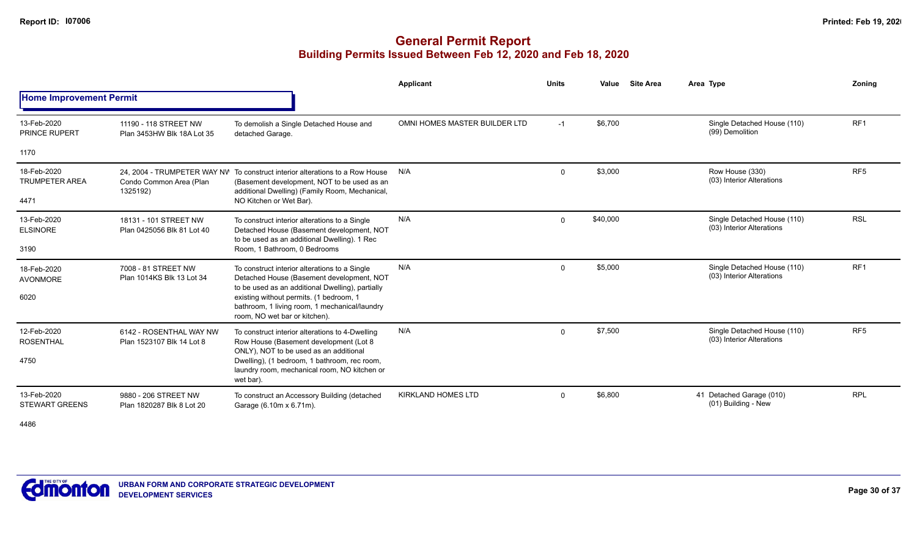# General Permit Report
## Building Permits Issued Between Feb 12, 2020 and Feb 18, 2020

**Home Improvement Permit**

| Date / Neighbourhood | Address / Legal | Description | Applicant | Units | Value | Site Area | Area | Type | Zoning |
|---|---|---|---|---|---|---|---|---|---|
| 13-Feb-2020 PRINCE RUPERT 1170 | 11190 - 118 STREET NW Plan 3453HW Blk 18A Lot 35 | To demolish a Single Detached House and detached Garage. | OMNI HOMES MASTER BUILDER LTD | -1 | $6,700 | | | Single Detached House (110) (99) Demolition | RF1 |
| 18-Feb-2020 TRUMPETER AREA 4471 | 24, 2004 - TRUMPETER WAY NW Condo Common Area (Plan 1325192) | To construct interior alterations to a Row House (Basement development, NOT to be used as an additional Dwelling) (Family Room, Mechanical, NO Kitchen or Wet Bar). | N/A | 0 | $3,000 | | | Row House (330) (03) Interior Alterations | RF5 |
| 13-Feb-2020 ELSINORE 3190 | 18131 - 101 STREET NW Plan 0425056 Blk 81 Lot 40 | To construct interior alterations to a Single Detached House (Basement development, NOT to be used as an additional Dwelling). 1 Rec Room, 1 Bathroom, 0 Bedrooms | N/A | 0 | $40,000 | | | Single Detached House (110) (03) Interior Alterations | RSL |
| 18-Feb-2020 AVONMORE 6020 | 7008 - 81 STREET NW Plan 1014KS Blk 13 Lot 34 | To construct interior alterations to a Single Detached House (Basement development, NOT to be used as an additional Dwelling), partially existing without permits. (1 bedroom, 1 bathroom, 1 living room, 1 mechanical/laundry room, NO wet bar or kitchen). | N/A | 0 | $5,000 | | | Single Detached House (110) (03) Interior Alterations | RF1 |
| 12-Feb-2020 ROSENTHAL 4750 | 6142 - ROSENTHAL WAY NW Plan 1523107 Blk 14 Lot 8 | To construct interior alterations to 4-Dwelling Row House (Basement development (Lot 8 ONLY), NOT to be used as an additional Dwelling), (1 bedroom, 1 bathroom, rec room, laundry room, mechanical room, NO kitchen or wet bar). | N/A | 0 | $7,500 | | | Single Detached House (110) (03) Interior Alterations | RF5 |
| 13-Feb-2020 STEWART GREENS 4486 | 9880 - 206 STREET NW Plan 1820287 Blk 8 Lot 20 | To construct an Accessory Building (detached Garage (6.10m x 6.71m). | KIRKLAND HOMES LTD | 0 | $6,800 | | 41 | Detached Garage (010) (01) Building - New | RPL |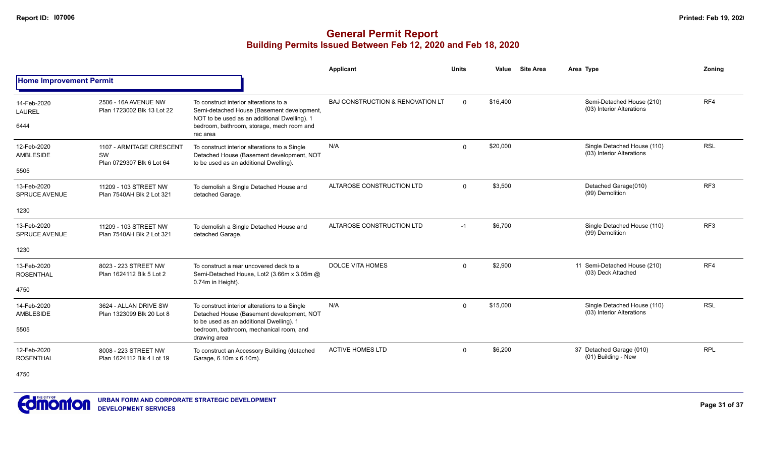# General Permit Report

## Building Permits Issued Between Feb 12, 2020 and Feb 18, 2020

### Home Improvement Permit

| Date / Neighbourhood | Address / Legal | Description | Applicant | Units | Value | Site Area | Area Type | Zoning |
|---|---|---|---|---|---|---|---|---|
| 14-Feb-2020 LAUREL 6444 | 2506 - 16A AVENUE NW Plan 1723002 Blk 13 Lot 22 | To construct interior alterations to a Semi-detached House (Basement development, NOT to be used as an additional Dwelling). 1 bedroom, bathroom, storage, mech room and rec area | BAJ CONSTRUCTION & RENOVATION LT | 0 | $16,400 | | Semi-Detached House (210) (03) Interior Alterations | RF4 |
| 12-Feb-2020 AMBLESIDE 5505 | 1107 - ARMITAGE CRESCENT SW Plan 0729307 Blk 6 Lot 64 | To construct interior alterations to a Single Detached House (Basement development, NOT to be used as an additional Dwelling). | N/A | 0 | $20,000 | | Single Detached House (110) (03) Interior Alterations | RSL |
| 13-Feb-2020 SPRUCE AVENUE 1230 | 11209 - 103 STREET NW Plan 7540AH Blk 2 Lot 321 | To demolish a Single Detached House and detached Garage. | ALTAROSE CONSTRUCTION LTD | 0 | $3,500 | | Detached Garage(010) (99) Demolition | RF3 |
| 13-Feb-2020 SPRUCE AVENUE 1230 | 11209 - 103 STREET NW Plan 7540AH Blk 2 Lot 321 | To demolish a Single Detached House and detached Garage. | ALTAROSE CONSTRUCTION LTD | -1 | $6,700 | | Single Detached House (110) (99) Demolition | RF3 |
| 13-Feb-2020 ROSENTHAL 4750 | 8023 - 223 STREET NW Plan 1624112 Blk 5 Lot 2 | To construct a rear uncovered deck to a Semi-Detached House, Lot2 (3.66m x 3.05m @ 0.74m in Height). | DOLCE VITA HOMES | 0 | $2,900 | | 11 Semi-Detached House (210) (03) Deck Attached | RF4 |
| 14-Feb-2020 AMBLESIDE 5505 | 3624 - ALLAN DRIVE SW Plan 1323099 Blk 20 Lot 8 | To construct interior alterations to a Single Detached House (Basement development, NOT to be used as an additional Dwelling). 1 bedroom, bathroom, mechanical room, and drawing area | N/A | 0 | $15,000 | | Single Detached House (110) (03) Interior Alterations | RSL |
| 12-Feb-2020 ROSENTHAL 4750 | 8008 - 223 STREET NW Plan 1624112 Blk 4 Lot 19 | To construct an Accessory Building (detached Garage, 6.10m x 6.10m). | ACTIVE HOMES LTD | 0 | $6,200 | | 37 Detached Garage (010) (01) Building - New | RPL |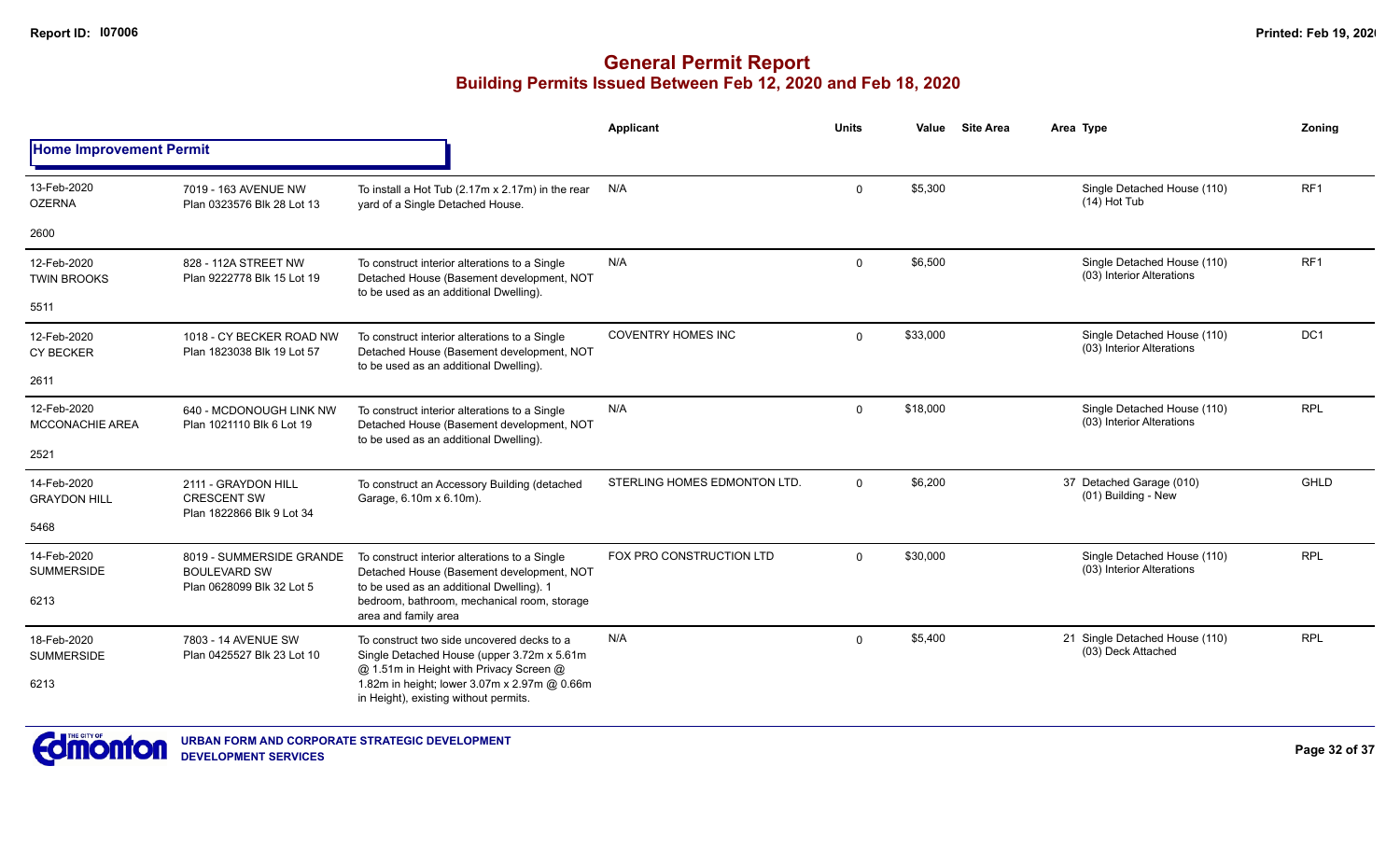# General Permit Report
## Building Permits Issued Between Feb 12, 2020 and Feb 18, 2020

**Home Improvement Permit**

| Date / Neighbourhood | Address / Legal | Description | Applicant | Units | Value | Site Area | Area Type | Zoning |
|---|---|---|---|---|---|---|---|---|
| 13-Feb-2020 OZERNA 2600 | 7019 - 163 AVENUE NW Plan 0323576 Blk 28 Lot 13 | To install a Hot Tub (2.17m x 2.17m) in the rear yard of a Single Detached House. | N/A | 0 | $5,300 | | Single Detached House (110) (14) Hot Tub | RF1 |
| 12-Feb-2020 TWIN BROOKS 5511 | 828 - 112A STREET NW Plan 9222778 Blk 15 Lot 19 | To construct interior alterations to a Single Detached House (Basement development, NOT to be used as an additional Dwelling). | N/A | 0 | $6,500 | | Single Detached House (110) (03) Interior Alterations | RF1 |
| 12-Feb-2020 CY BECKER 2611 | 1018 - CY BECKER ROAD NW Plan 1823038 Blk 19 Lot 57 | To construct interior alterations to a Single Detached House (Basement development, NOT to be used as an additional Dwelling). | COVENTRY HOMES INC | 0 | $33,000 | | Single Detached House (110) (03) Interior Alterations | DC1 |
| 12-Feb-2020 MCCONACHIE AREA 2521 | 640 - MCDONOUGH LINK NW Plan 1021110 Blk 6 Lot 19 | To construct interior alterations to a Single Detached House (Basement development, NOT to be used as an additional Dwelling). | N/A | 0 | $18,000 | | Single Detached House (110) (03) Interior Alterations | RPL |
| 14-Feb-2020 GRAYDON HILL 5468 | 2111 - GRAYDON HILL CRESCENT SW Plan 1822866 Blk 9 Lot 34 | To construct an Accessory Building (detached Garage, 6.10m x 6.10m). | STERLING HOMES EDMONTON LTD. | 0 | $6,200 | | 37 Detached Garage (010) (01) Building - New | GHLD |
| 14-Feb-2020 SUMMERSIDE 6213 | 8019 - SUMMERSIDE GRANDE BOULEVARD SW Plan 0628099 Blk 32 Lot 5 | To construct interior alterations to a Single Detached House (Basement development, NOT to be used as an additional Dwelling). 1 bedroom, bathroom, mechanical room, storage area and family area | FOX PRO CONSTRUCTION LTD | 0 | $30,000 | | Single Detached House (110) (03) Interior Alterations | RPL |
| 18-Feb-2020 SUMMERSIDE 6213 | 7803 - 14 AVENUE SW Plan 0425527 Blk 23 Lot 10 | To construct two side uncovered decks to a Single Detached House (upper 3.72m x 5.61m @ 1.51m in Height with Privacy Screen @ 1.82m in height; lower 3.07m x 2.97m @ 0.66m in Height), existing without permits. | N/A | 0 | $5,400 | | 21 Single Detached House (110) (03) Deck Attached | RPL |

**URBAN FORM AND CORPORATE STRATEGIC DEVELOPMENT**
**DEVELOPMENT SERVICES**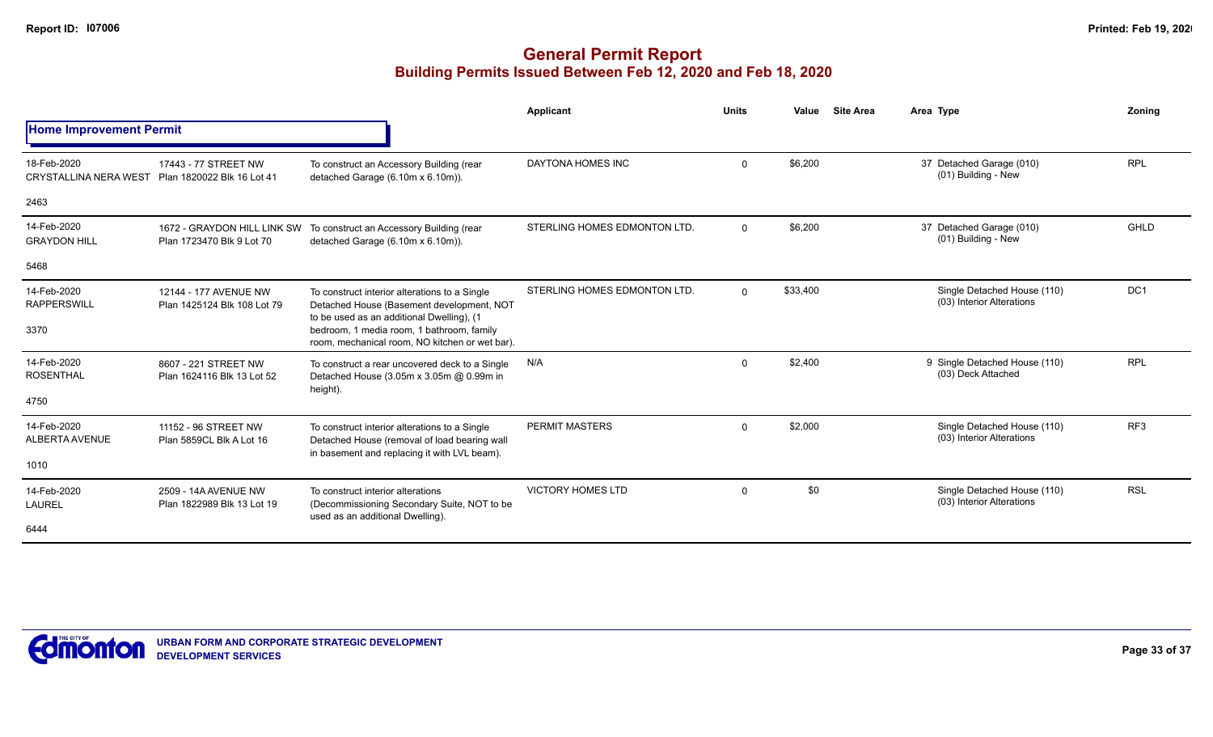# General Permit Report

## Building Permits Issued Between Feb 12, 2020 and Feb 18, 2020

### Home Improvement Permit

| Date / Neighbourhood | Address / Legal | Description | Applicant | Units | Value | Site Area | Area | Type | Zoning |
|---|---|---|---|---|---|---|---|---|---|
| 18-Feb-2020 CRYSTALLINA NERA WEST 2463 | 17443 - 77 STREET NW Plan 1820022 Blk 16 Lot 41 | To construct an Accessory Building (rear detached Garage (6.10m x 6.10m)). | DAYTONA HOMES INC | 0 | $6,200 | | 37 | Detached Garage (010) (01) Building - New | RPL |
| 14-Feb-2020 GRAYDON HILL 5468 | 1672 - GRAYDON HILL LINK SW Plan 1723470 Blk 9 Lot 70 | To construct an Accessory Building (rear detached Garage (6.10m x 6.10m)). | STERLING HOMES EDMONTON LTD. | 0 | $6,200 | | 37 | Detached Garage (010) (01) Building - New | GHLD |
| 14-Feb-2020 RAPPERSWILL 3370 | 12144 - 177 AVENUE NW Plan 1425124 Blk 108 Lot 79 | To construct interior alterations to a Single Detached House (Basement development, NOT to be used as an additional Dwelling), (1 bedroom, 1 media room, 1 bathroom, family room, mechanical room, NO kitchen or wet bar). | STERLING HOMES EDMONTON LTD. | 0 | $33,400 | | | Single Detached House (110) (03) Interior Alterations | DC1 |
| 14-Feb-2020 ROSENTHAL 4750 | 8607 - 221 STREET NW Plan 1624116 Blk 13 Lot 52 | To construct a rear uncovered deck to a Single Detached House (3.05m x 3.05m @ 0.99m in height). | N/A | 0 | $2,400 | | 9 | Single Detached House (110) (03) Deck Attached | RPL |
| 14-Feb-2020 ALBERTA AVENUE 1010 | 11152 - 96 STREET NW Plan 5859CL Blk A Lot 16 | To construct interior alterations to a Single Detached House (removal of load bearing wall in basement and replacing it with LVL beam). | PERMIT MASTERS | 0 | $2,000 | | | Single Detached House (110) (03) Interior Alterations | RF3 |
| 14-Feb-2020 LAUREL 6444 | 2509 - 14A AVENUE NW Plan 1822989 Blk 13 Lot 19 | To construct interior alterations (Decommissioning Secondary Suite, NOT to be used as an additional Dwelling). | VICTORY HOMES LTD | 0 | $0 | | | Single Detached House (110) (03) Interior Alterations | RSL |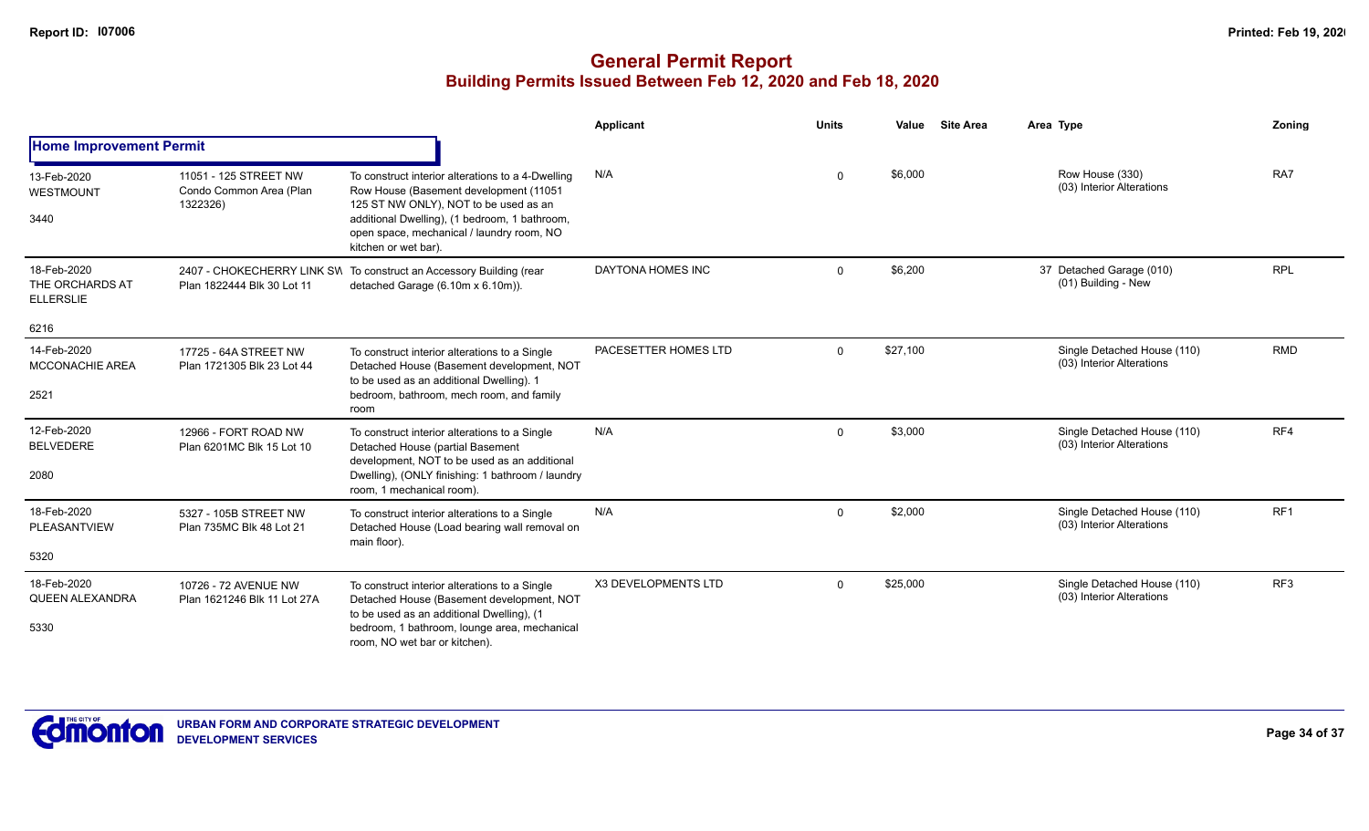# General Permit Report

## Building Permits Issued Between Feb 12, 2020 and Feb 18, 2020

| | | | Applicant | Units | Value | Site Area | Area Type | Zoning |
|---|---|---|---|---|---|---|---|---|
| **Home Improvement Permit** | | | | | | | | |
| 13-Feb-2020 WESTMOUNT 3440 | 11051 - 125 STREET NW Condo Common Area (Plan 1322326) | To construct interior alterations to a 4-Dwelling Row House (Basement development (11051 125 ST NW ONLY), NOT to be used as an additional Dwelling), (1 bedroom, 1 bathroom, open space, mechanical / laundry room, NO kitchen or wet bar). | N/A | 0 | $6,000 | | Row House (330) (03) Interior Alterations | RA7 |
| 18-Feb-2020 THE ORCHARDS AT ELLERSLIE 6216 | 2407 - CHOKECHERRY LINK SW Plan 1822444 Blk 30 Lot 11 | To construct an Accessory Building (rear detached Garage (6.10m x 6.10m)). | DAYTONA HOMES INC | 0 | $6,200 | | 37 Detached Garage (010) (01) Building - New | RPL |
| 14-Feb-2020 MCCONACHIE AREA 2521 | 17725 - 64A STREET NW Plan 1721305 Blk 23 Lot 44 | To construct interior alterations to a Single Detached House (Basement development, NOT to be used as an additional Dwelling). 1 bedroom, bathroom, mech room, and family room | PACESETTER HOMES LTD | 0 | $27,100 | | Single Detached House (110) (03) Interior Alterations | RMD |
| 12-Feb-2020 BELVEDERE 2080 | 12966 - FORT ROAD NW Plan 6201MC Blk 15 Lot 10 | To construct interior alterations to a Single Detached House (partial Basement development, NOT to be used as an additional Dwelling), (ONLY finishing: 1 bathroom / laundry room, 1 mechanical room). | N/A | 0 | $3,000 | | Single Detached House (110) (03) Interior Alterations | RF4 |
| 18-Feb-2020 PLEASANTVIEW 5320 | 5327 - 105B STREET NW Plan 735MC Blk 48 Lot 21 | To construct interior alterations to a Single Detached House (Load bearing wall removal on main floor). | N/A | 0 | $2,000 | | Single Detached House (110) (03) Interior Alterations | RF1 |
| 18-Feb-2020 QUEEN ALEXANDRA 5330 | 10726 - 72 AVENUE NW Plan 1621246 Blk 11 Lot 27A | To construct interior alterations to a Single Detached House (Basement development, NOT to be used as an additional Dwelling), (1 bedroom, 1 bathroom, lounge area, mechanical room, NO wet bar or kitchen). | X3 DEVELOPMENTS LTD | 0 | $25,000 | | Single Detached House (110) (03) Interior Alterations | RF3 |

URBAN FORM AND CORPORATE STRATEGIC DEVELOPMENT
DEVELOPMENT SERVICES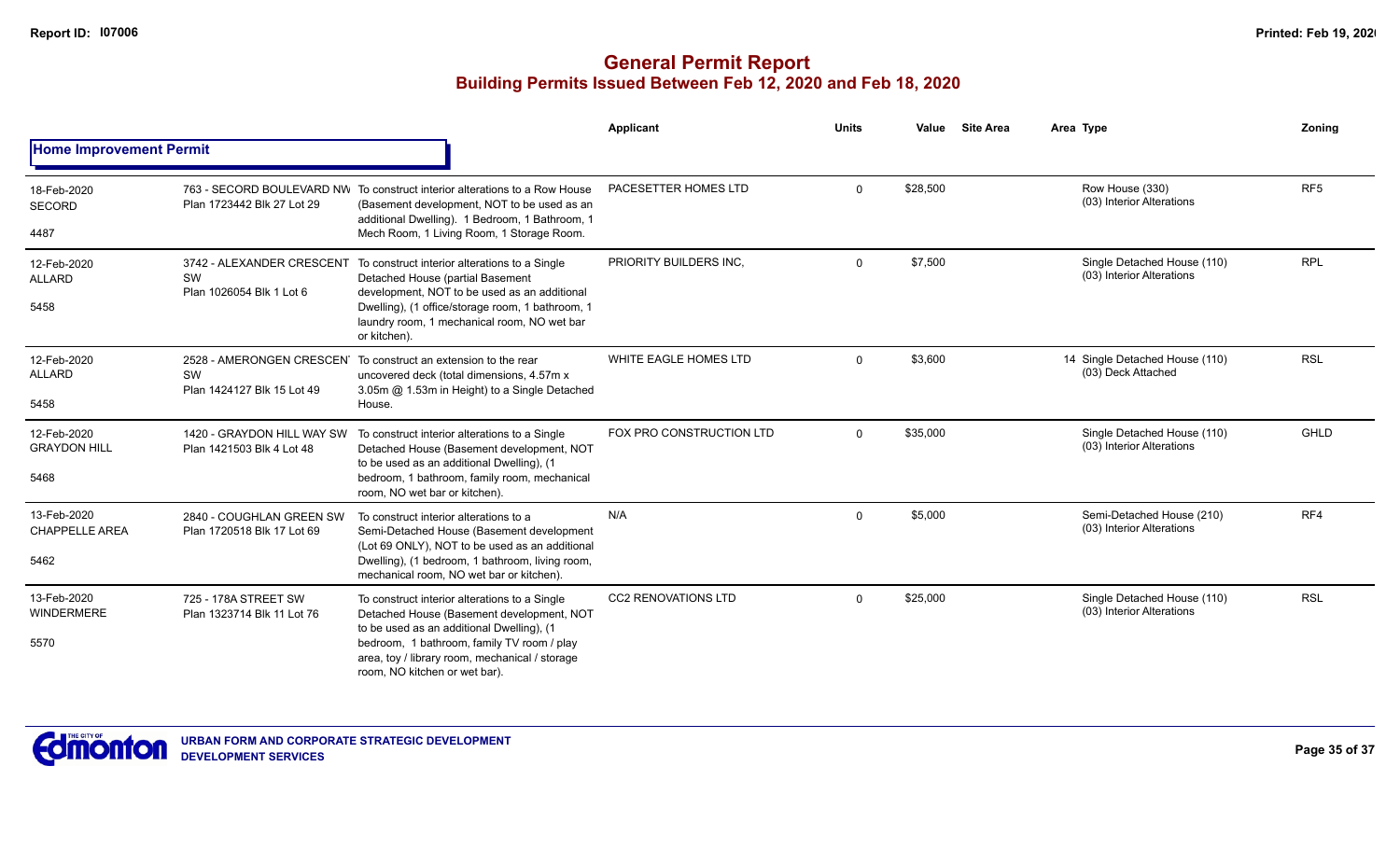# General Permit Report

## Building Permits Issued Between Feb 12, 2020 and Feb 18, 2020

| Date / Neighbourhood | Address / Legal | Description | Applicant | Units | Value | Site Area | Area Type | Zoning |
|---|---|---|---|---|---|---|---|---|
| **Home Improvement Permit** | | | | | | | | |
| 18-Feb-2020 SECORD 4487 | 763 - SECORD BOULEVARD NW Plan 1723442 Blk 27 Lot 29 | To construct interior alterations to a Row House (Basement development, NOT to be used as an additional Dwelling). 1 Bedroom, 1 Bathroom, 1 Mech Room, 1 Living Room, 1 Storage Room. | PACESETTER HOMES LTD | 0 | $28,500 | | Row House (330) (03) Interior Alterations | RF5 |
| 12-Feb-2020 ALLARD 5458 | 3742 - ALEXANDER CRESCENT SW Plan 1026054 Blk 1 Lot 6 | To construct interior alterations to a Single Detached House (partial Basement development, NOT to be used as an additional Dwelling), (1 office/storage room, 1 bathroom, 1 laundry room, 1 mechanical room, NO wet bar or kitchen). | PRIORITY BUILDERS INC, | 0 | $7,500 | | Single Detached House (110) (03) Interior Alterations | RPL |
| 12-Feb-2020 ALLARD 5458 | 2528 - AMERONGEN CRESCENT SW Plan 1424127 Blk 15 Lot 49 | To construct an extension to the rear uncovered deck (total dimensions, 4.57m x 3.05m @ 1.53m in Height) to a Single Detached House. | WHITE EAGLE HOMES LTD | 0 | $3,600 | | 14 Single Detached House (110) (03) Deck Attached | RSL |
| 12-Feb-2020 GRAYDON HILL 5468 | 1420 - GRAYDON HILL WAY SW Plan 1421503 Blk 4 Lot 48 | To construct interior alterations to a Single Detached House (Basement development, NOT to be used as an additional Dwelling), (1 bedroom, 1 bathroom, family room, mechanical room, NO wet bar or kitchen). | FOX PRO CONSTRUCTION LTD | 0 | $35,000 | | Single Detached House (110) (03) Interior Alterations | GHLD |
| 13-Feb-2020 CHAPPELLE AREA 5462 | 2840 - COUGHLAN GREEN SW Plan 1720518 Blk 17 Lot 69 | To construct interior alterations to a Semi-Detached House (Basement development (Lot 69 ONLY), NOT to be used as an additional Dwelling), (1 bedroom, 1 bathroom, living room, mechanical room, NO wet bar or kitchen). | N/A | 0 | $5,000 | | Semi-Detached House (210) (03) Interior Alterations | RF4 |
| 13-Feb-2020 WINDERMERE 5570 | 725 - 178A STREET SW Plan 1323714 Blk 11 Lot 76 | To construct interior alterations to a Single Detached House (Basement development, NOT to be used as an additional Dwelling), (1 bedroom, 1 bathroom, family TV room / play area, toy / library room, mechanical / storage room, NO kitchen or wet bar). | CC2 RENOVATIONS LTD | 0 | $25,000 | | Single Detached House (110) (03) Interior Alterations | RSL |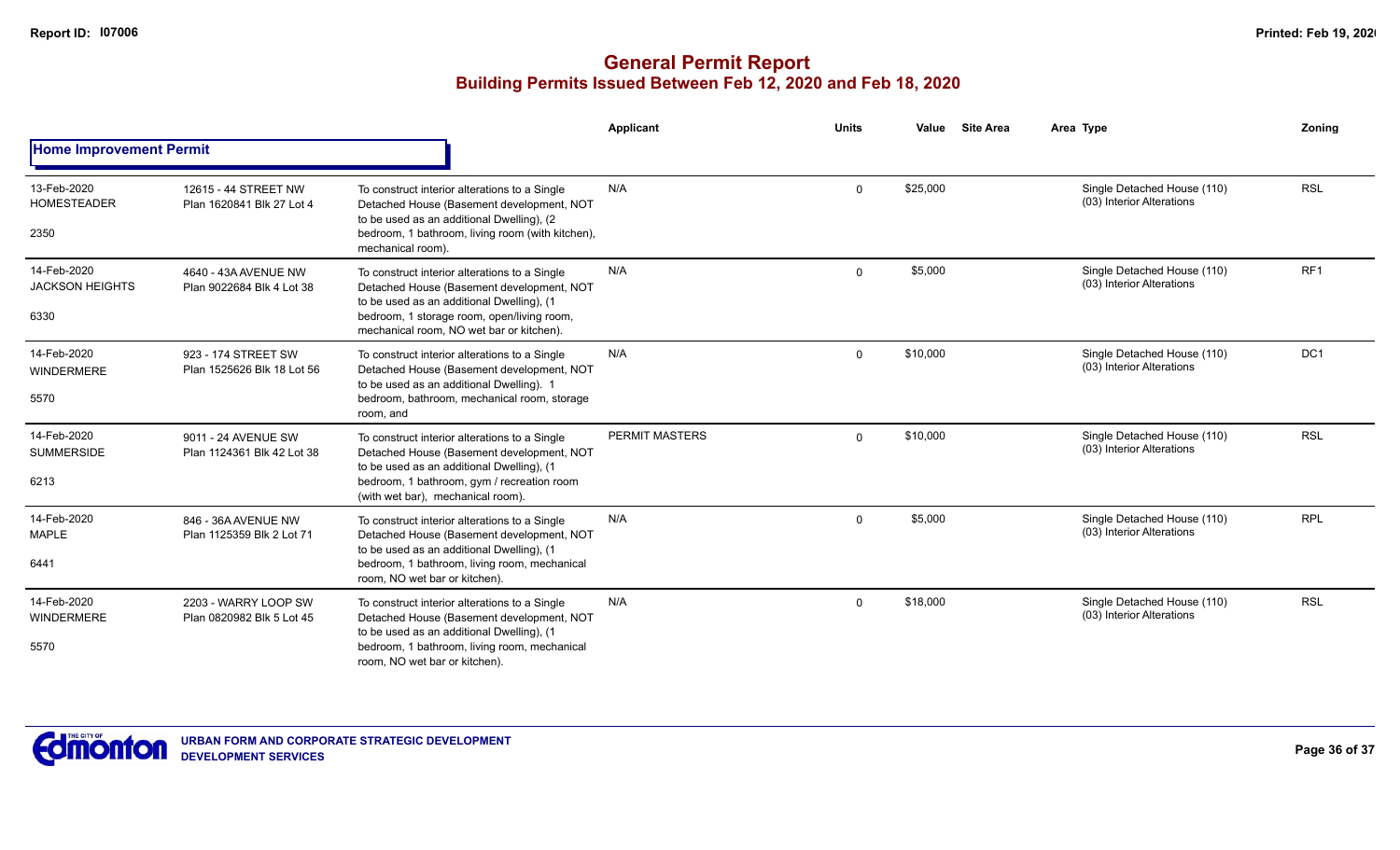# General Permit Report

## Building Permits Issued Between Feb 12, 2020 and Feb 18, 2020

### Home Improvement Permit

| Date / Neighbourhood | Address / Legal | Description | Applicant | Units | Value | Site Area | Area Type | Zoning |
|---|---|---|---|---|---|---|---|---|
| 13-Feb-2020 HOMESTEADER 2350 | 12615 - 44 STREET NW Plan 1620841 Blk 27 Lot 4 | To construct interior alterations to a Single Detached House (Basement development, NOT to be used as an additional Dwelling), (2 bedroom, 1 bathroom, living room (with kitchen), mechanical room). | N/A | 0 | $25,000 | | Single Detached House (110) (03) Interior Alterations | RSL |
| 14-Feb-2020 JACKSON HEIGHTS 6330 | 4640 - 43A AVENUE NW Plan 9022684 Blk 4 Lot 38 | To construct interior alterations to a Single Detached House (Basement development, NOT to be used as an additional Dwelling), (1 bedroom, 1 storage room, open/living room, mechanical room, NO wet bar or kitchen). | N/A | 0 | $5,000 | | Single Detached House (110) (03) Interior Alterations | RF1 |
| 14-Feb-2020 WINDERMERE 5570 | 923 - 174 STREET SW Plan 1525626 Blk 18 Lot 56 | To construct interior alterations to a Single Detached House (Basement development, NOT to be used as an additional Dwelling). 1 bedroom, bathroom, mechanical room, storage room, and | N/A | 0 | $10,000 | | Single Detached House (110) (03) Interior Alterations | DC1 |
| 14-Feb-2020 SUMMERSIDE 6213 | 9011 - 24 AVENUE SW Plan 1124361 Blk 42 Lot 38 | To construct interior alterations to a Single Detached House (Basement development, NOT to be used as an additional Dwelling), (1 bedroom, 1 bathroom, gym / recreation room (with wet bar), mechanical room). | PERMIT MASTERS | 0 | $10,000 | | Single Detached House (110) (03) Interior Alterations | RSL |
| 14-Feb-2020 MAPLE 6441 | 846 - 36A AVENUE NW Plan 1125359 Blk 2 Lot 71 | To construct interior alterations to a Single Detached House (Basement development, NOT to be used as an additional Dwelling), (1 bedroom, 1 bathroom, living room, mechanical room, NO wet bar or kitchen). | N/A | 0 | $5,000 | | Single Detached House (110) (03) Interior Alterations | RPL |
| 14-Feb-2020 WINDERMERE 5570 | 2203 - WARRY LOOP SW Plan 0820982 Blk 5 Lot 45 | To construct interior alterations to a Single Detached House (Basement development, NOT to be used as an additional Dwelling), (1 bedroom, 1 bathroom, living room, mechanical room, NO wet bar or kitchen). | N/A | 0 | $18,000 | | Single Detached House (110) (03) Interior Alterations | RSL |

URBAN FORM AND CORPORATE STRATEGIC DEVELOPMENT
DEVELOPMENT SERVICES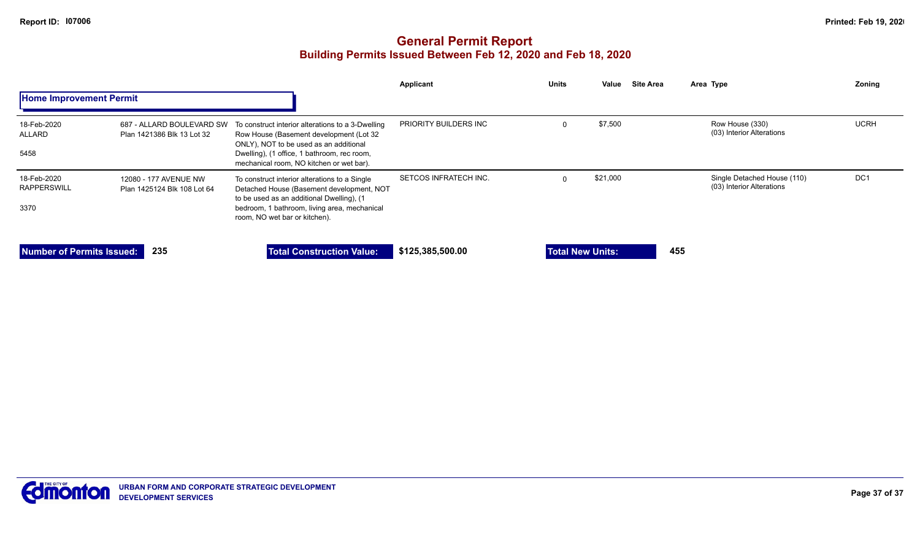# General Permit Report

## Building Permits Issued Between Feb 12, 2020 and Feb 18, 2020

### Home Improvement Permit

| | | | Applicant | Units | Value | Site Area | Area Type | Zoning |
|---|---|---|---|---|---|---|---|---|
| 18-Feb-2020 ALLARD 5458 | 687 - ALLARD BOULEVARD SW Plan 1421386 Blk 13 Lot 32 | To construct interior alterations to a 3-Dwelling Row House (Basement development (Lot 32 ONLY), NOT to be used as an additional Dwelling), (1 office, 1 bathroom, rec room, mechanical room, NO kitchen or wet bar). | PRIORITY BUILDERS INC | 0 | $7,500 | | Row House (330) (03) Interior Alterations | UCRH |
| 18-Feb-2020 RAPPERSWILL 3370 | 12080 - 177 AVENUE NW Plan 1425124 Blk 108 Lot 64 | To construct interior alterations to a Single Detached House (Basement development, NOT to be used as an additional Dwelling), (1 bedroom, 1 bathroom, living area, mechanical room, NO wet bar or kitchen). | SETCOS INFRATECH INC. | 0 | $21,000 | | Single Detached House (110) (03) Interior Alterations | DC1 |

**Number of Permits Issued:** 235  **Total Construction Value:** $125,385,500.00  **Total New Units:** 455

URBAN FORM AND CORPORATE STRATEGIC DEVELOPMENT
DEVELOPMENT SERVICES